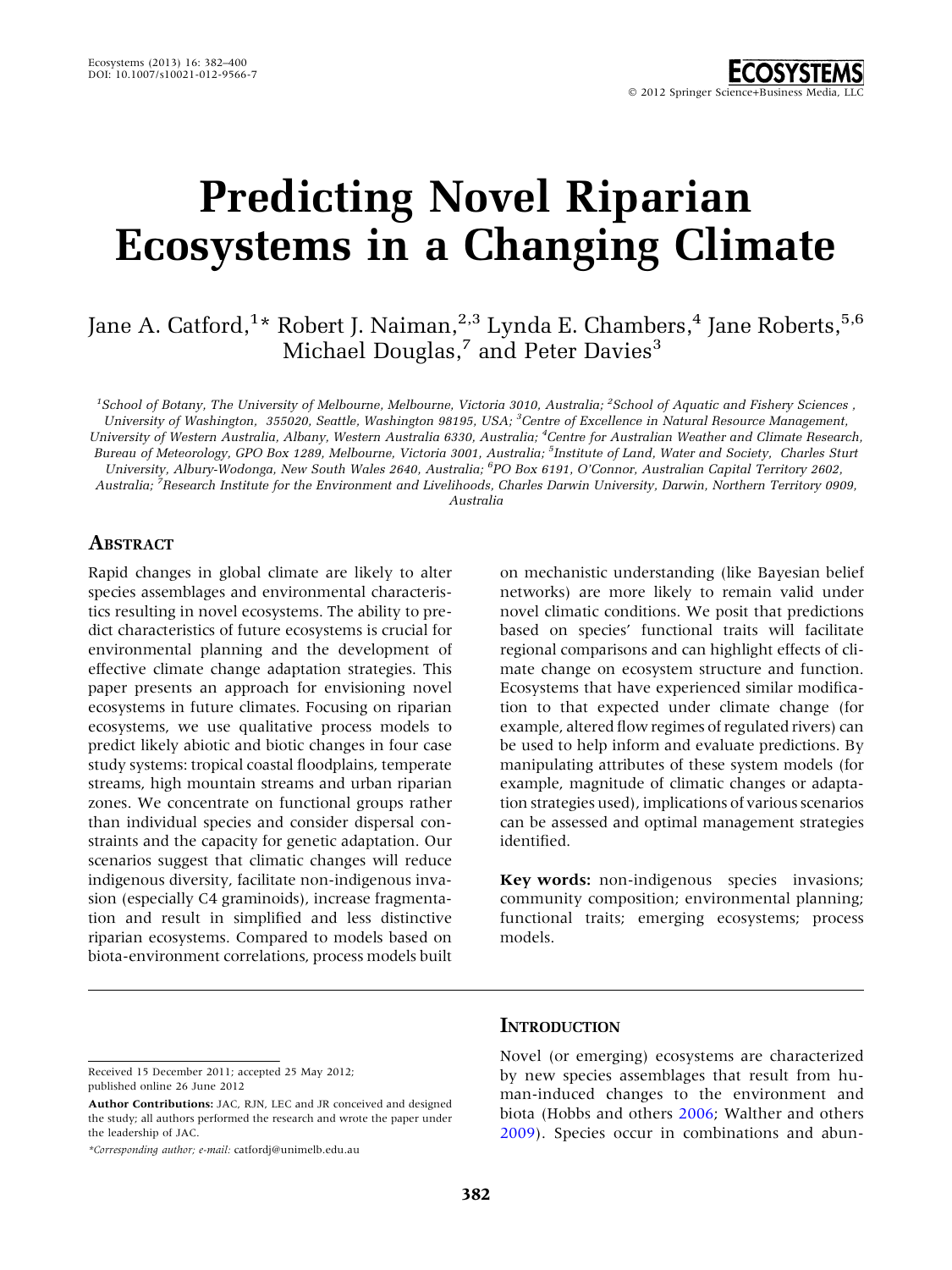# Predicting Novel Riparian Ecosystems in a Changing Climate

Jane A. Catford,[1]* Robert J. Naiman,[2,3] Lynda E. Chambers,[4] Jane Roberts,[5,6] Michael Douglas,[7] and Peter Davies[3]

[1]School of Botany, The University of Melbourne, Melbourne, Victoria 3010, Australia; [2]School of Aquatic and Fishery Sciences, University of Washington, 355020, Seattle, Washington 98195, USA; [3]Centre of Excellence in Natural Resource Management, University of Western Australia, Albany, Western Australia 6330, Australia; [4]Centre for Australian Weather and Climate Research, Bureau of Meteorology, GPO Box 1289, Melbourne, Victoria 3001, Australia; [5]Institute of Land, Water and Society, Charles Sturt University, Albury-Wodonga, New South Wales 2640, Australia; [6]PO Box 6191, O'Connor, Australian Capital Territory 2602, Australia; [7]Research Institute for the Environment and Livelihoods, Charles Darwin University, Darwin, Northern Territory 0909, Australia

## Abstract

Rapid changes in global climate are likely to alter species assemblages and environmental characteristics resulting in novel ecosystems. The ability to predict characteristics of future ecosystems is crucial for environmental planning and the development of effective climate change adaptation strategies. This paper presents an approach for envisioning novel ecosystems in future climates. Focusing on riparian ecosystems, we use qualitative process models to predict likely abiotic and biotic changes in four case study systems: tropical coastal floodplains, temperate streams, high mountain streams and urban riparian zones. We concentrate on functional groups rather than individual species and consider dispersal constraints and the capacity for genetic adaptation. Our scenarios suggest that climatic changes will reduce indigenous diversity, facilitate non-indigenous invasion (especially C4 graminoids), increase fragmentation and result in simplified and less distinctive riparian ecosystems. Compared to models based on biota-environment correlations, process models built on mechanistic understanding (like Bayesian belief networks) are more likely to remain valid under novel climatic conditions. We posit that predictions based on species' functional traits will facilitate regional comparisons and can highlight effects of climate change on ecosystem structure and function. Ecosystems that have experienced similar modification to that expected under climate change (for example, altered flow regimes of regulated rivers) can be used to help inform and evaluate predictions. By manipulating attributes of these system models (for example, magnitude of climatic changes or adaptation strategies used), implications of various scenarios can be assessed and optimal management strategies identified.

**Key words:** non-indigenous species invasions; community composition; environmental planning; functional traits; emerging ecosystems; process models.

Received 15 December 2011; accepted 25 May 2012; published online 26 June 2012

**Author Contributions:** JAC, RJN, LEC and JR conceived and designed the study; all authors performed the research and wrote the paper under the leadership of JAC.

*Corresponding author; e-mail: catfordj@unimelb.edu.au

## Introduction

Novel (or emerging) ecosystems are characterized by new species assemblages that result from human-induced changes to the environment and biota (Hobbs and others 2006; Walther and others 2009). Species occur in combinations and abun-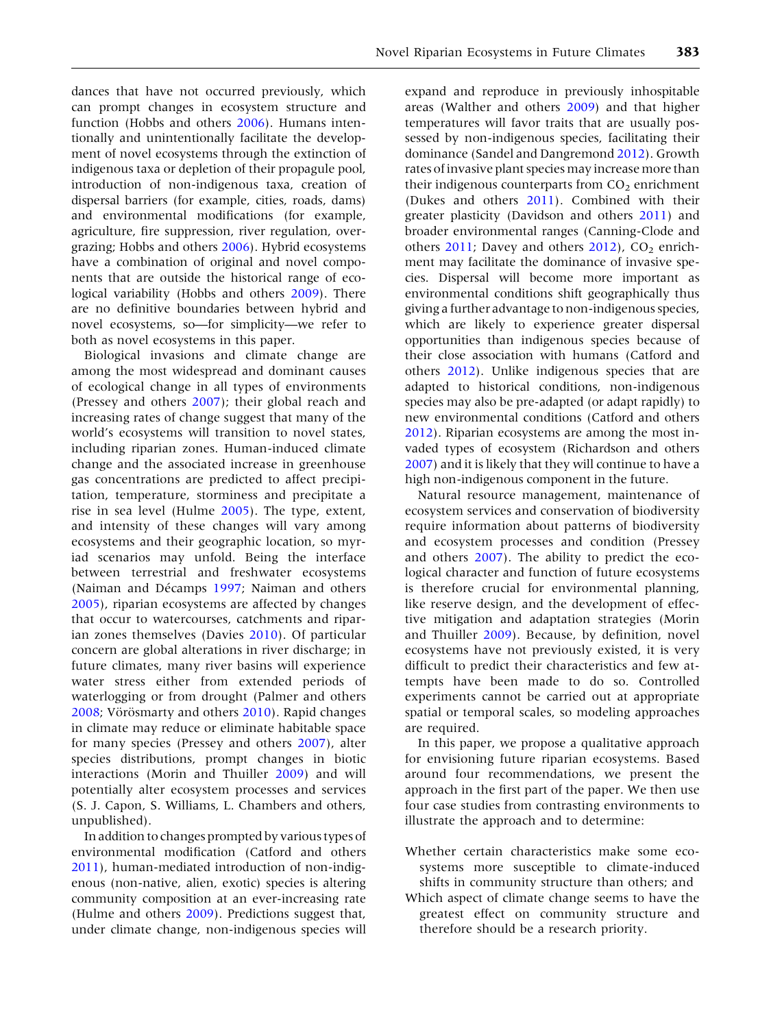dances that have not occurred previously, which can prompt changes in ecosystem structure and function (Hobbs and others 2006). Humans intentionally and unintentionally facilitate the development of novel ecosystems through the extinction of indigenous taxa or depletion of their propagule pool, introduction of non-indigenous taxa, creation of dispersal barriers (for example, cities, roads, dams) and environmental modifications (for example, agriculture, fire suppression, river regulation, overgrazing; Hobbs and others 2006). Hybrid ecosystems have a combination of original and novel components that are outside the historical range of ecological variability (Hobbs and others 2009). There are no definitive boundaries between hybrid and novel ecosystems, so—for simplicity—we refer to both as novel ecosystems in this paper.

Biological invasions and climate change are among the most widespread and dominant causes of ecological change in all types of environments (Pressey and others 2007); their global reach and increasing rates of change suggest that many of the world's ecosystems will transition to novel states, including riparian zones. Human-induced climate change and the associated increase in greenhouse gas concentrations are predicted to affect precipitation, temperature, storminess and precipitate a rise in sea level (Hulme 2005). The type, extent, and intensity of these changes will vary among ecosystems and their geographic location, so myriad scenarios may unfold. Being the interface between terrestrial and freshwater ecosystems (Naiman and Décamps 1997; Naiman and others 2005), riparian ecosystems are affected by changes that occur to watercourses, catchments and riparian zones themselves (Davies 2010). Of particular concern are global alterations in river discharge; in future climates, many river basins will experience water stress either from extended periods of waterlogging or from drought (Palmer and others 2008; Vörösmarty and others 2010). Rapid changes in climate may reduce or eliminate habitable space for many species (Pressey and others 2007), alter species distributions, prompt changes in biotic interactions (Morin and Thuiller 2009) and will potentially alter ecosystem processes and services (S. J. Capon, S. Williams, L. Chambers and others, unpublished).

In addition to changes prompted by various types of environmental modification (Catford and others 2011), human-mediated introduction of non-indigenous (non-native, alien, exotic) species is altering community composition at an ever-increasing rate (Hulme and others 2009). Predictions suggest that, under climate change, non-indigenous species will expand and reproduce in previously inhospitable areas (Walther and others 2009) and that higher temperatures will favor traits that are usually possessed by non-indigenous species, facilitating their dominance (Sandel and Dangremond 2012). Growth rates of invasive plant species may increase more than their indigenous counterparts from $CO_2$ enrichment (Dukes and others 2011). Combined with their greater plasticity (Davidson and others 2011) and broader environmental ranges (Canning-Clode and others 2011; Davey and others 2012), $CO_2$ enrichment may facilitate the dominance of invasive species. Dispersal will become more important as environmental conditions shift geographically thus giving a further advantage to non-indigenous species, which are likely to experience greater dispersal opportunities than indigenous species because of their close association with humans (Catford and others 2012). Unlike indigenous species that are adapted to historical conditions, non-indigenous species may also be pre-adapted (or adapt rapidly) to new environmental conditions (Catford and others 2012). Riparian ecosystems are among the most invaded types of ecosystem (Richardson and others 2007) and it is likely that they will continue to have a high non-indigenous component in the future.

Natural resource management, maintenance of ecosystem services and conservation of biodiversity require information about patterns of biodiversity and ecosystem processes and condition (Pressey and others 2007). The ability to predict the ecological character and function of future ecosystems is therefore crucial for environmental planning, like reserve design, and the development of effective mitigation and adaptation strategies (Morin and Thuiller 2009). Because, by definition, novel ecosystems have not previously existed, it is very difficult to predict their characteristics and few attempts have been made to do so. Controlled experiments cannot be carried out at appropriate spatial or temporal scales, so modeling approaches are required.

In this paper, we propose a qualitative approach for envisioning future riparian ecosystems. Based around four recommendations, we present the approach in the first part of the paper. We then use four case studies from contrasting environments to illustrate the approach and to determine:

Whether certain characteristics make some ecosystems more susceptible to climate-induced shifts in community structure than others; and

Which aspect of climate change seems to have the greatest effect on community structure and therefore should be a research priority.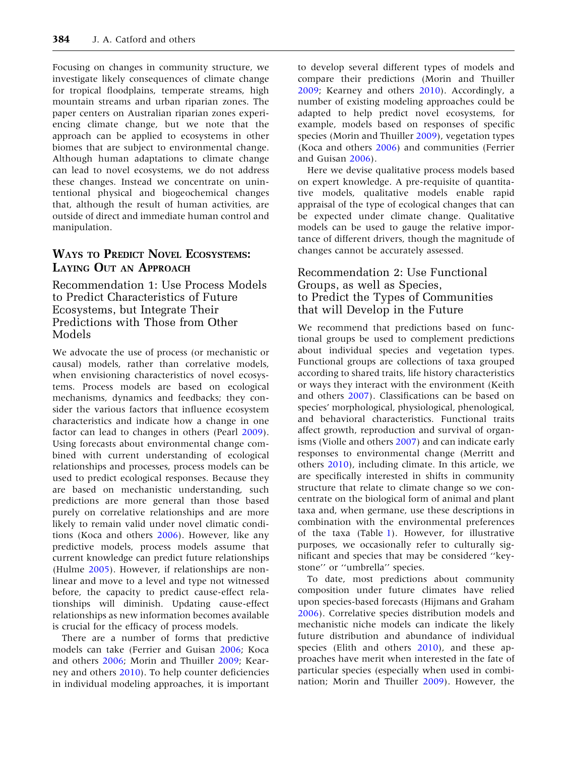Focusing on changes in community structure, we investigate likely consequences of climate change for tropical floodplains, temperate streams, high mountain streams and urban riparian zones. The paper centers on Australian riparian zones experiencing climate change, but we note that the approach can be applied to ecosystems in other biomes that are subject to environmental change. Although human adaptations to climate change can lead to novel ecosystems, we do not address these changes. Instead we concentrate on unintentional physical and biogeochemical changes that, although the result of human activities, are outside of direct and immediate human control and manipulation.

## Ways to Predict Novel Ecosystems: Laying Out an Approach

### Recommendation 1: Use Process Models to Predict Characteristics of Future Ecosystems, but Integrate Their Predictions with Those from Other Models

We advocate the use of process (or mechanistic or causal) models, rather than correlative models, when envisioning characteristics of novel ecosystems. Process models are based on ecological mechanisms, dynamics and feedbacks; they consider the various factors that influence ecosystem characteristics and indicate how a change in one factor can lead to changes in others (Pearl 2009). Using forecasts about environmental change combined with current understanding of ecological relationships and processes, process models can be used to predict ecological responses. Because they are based on mechanistic understanding, such predictions are more general than those based purely on correlative relationships and are more likely to remain valid under novel climatic conditions (Koca and others 2006). However, like any predictive models, process models assume that current knowledge can predict future relationships (Hulme 2005). However, if relationships are non-linear and move to a level and type not witnessed before, the capacity to predict cause-effect relationships will diminish. Updating cause-effect relationships as new information becomes available is crucial for the efficacy of process models.

There are a number of forms that predictive models can take (Ferrier and Guisan 2006; Koca and others 2006; Morin and Thuiller 2009; Kearney and others 2010). To help counter deficiencies in individual modeling approaches, it is important to develop several different types of models and compare their predictions (Morin and Thuiller 2009; Kearney and others 2010). Accordingly, a number of existing modeling approaches could be adapted to help predict novel ecosystems, for example, models based on responses of specific species (Morin and Thuiller 2009), vegetation types (Koca and others 2006) and communities (Ferrier and Guisan 2006).

Here we devise qualitative process models based on expert knowledge. A pre-requisite of quantitative models, qualitative models enable rapid appraisal of the type of ecological changes that can be expected under climate change. Qualitative models can be used to gauge the relative importance of different drivers, though the magnitude of changes cannot be accurately assessed.

### Recommendation 2: Use Functional Groups, as well as Species, to Predict the Types of Communities that will Develop in the Future

We recommend that predictions based on functional groups be used to complement predictions about individual species and vegetation types. Functional groups are collections of taxa grouped according to shared traits, life history characteristics or ways they interact with the environment (Keith and others 2007). Classifications can be based on species' morphological, physiological, phenological, and behavioral characteristics. Functional traits affect growth, reproduction and survival of organisms (Violle and others 2007) and can indicate early responses to environmental change (Merritt and others 2010), including climate. In this article, we are specifically interested in shifts in community structure that relate to climate change so we concentrate on the biological form of animal and plant taxa and, when germane, use these descriptions in combination with the environmental preferences of the taxa (Table 1). However, for illustrative purposes, we occasionally refer to culturally significant and species that may be considered ''keystone'' or ''umbrella'' species.

To date, most predictions about community composition under future climates have relied upon species-based forecasts (Hijmans and Graham 2006). Correlative species distribution models and mechanistic niche models can indicate the likely future distribution and abundance of individual species (Elith and others 2010), and these approaches have merit when interested in the fate of particular species (especially when used in combination; Morin and Thuiller 2009). However, the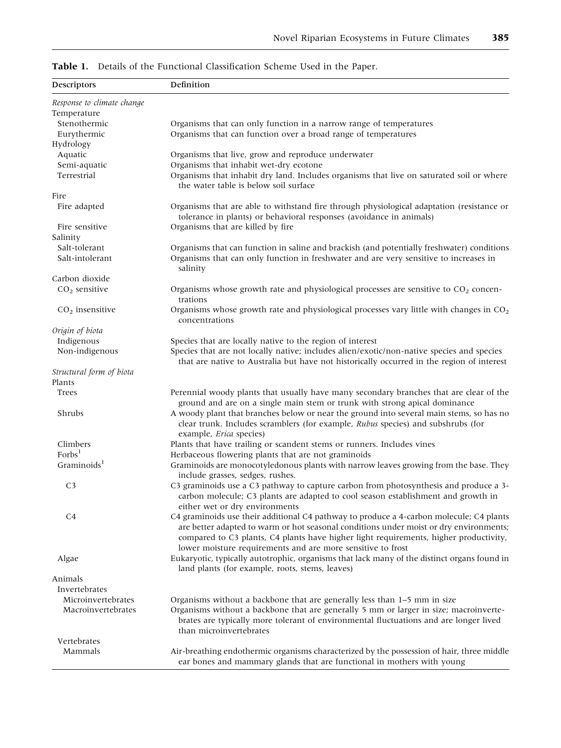**Table 1.** Details of the Functional Classification Scheme Used in the Paper.

| Descriptors | Definition |
|---|---|
| *Response to climate change* | |
| Temperature | |
| Stenothermic | Organisms that can only function in a narrow range of temperatures |
| Eurythermic | Organisms that can function over a broad range of temperatures |
| Hydrology | |
| Aquatic | Organisms that live, grow and reproduce underwater |
| Semi-aquatic | Organisms that inhabit wet-dry ecotone |
| Terrestrial | Organisms that inhabit dry land. Includes organisms that live on saturated soil or where the water table is below soil surface |
| Fire | |
| Fire adapted | Organisms that are able to withstand fire through physiological adaptation (resistance or tolerance in plants) or behavioral responses (avoidance in animals) |
| Fire sensitive | Organisms that are killed by fire |
| Salinity | |
| Salt-tolerant | Organisms that can function in saline and brackish (and potentially freshwater) conditions |
| Salt-intolerant | Organisms that can only function in freshwater and are very sensitive to increases in salinity |
| Carbon dioxide | |
| $CO_2$ sensitive | Organisms whose growth rate and physiological processes are sensitive to $CO_2$ concentrations |
| $CO_2$ insensitive | Organisms whose growth rate and physiological processes vary little with changes in $CO_2$ concentrations |
| *Origin of biota* | |
| Indigenous | Species that are locally native to the region of interest |
| Non-indigenous | Species that are not locally native; includes alien/exotic/non-native species and species that are native to Australia but have not historically occurred in the region of interest |
| *Structural form of biota* | |
| Plants | |
| Trees | Perennial woody plants that usually have many secondary branches that are clear of the ground and are on a single main stem or trunk with strong apical dominance |
| Shrubs | A woody plant that branches below or near the ground into several main stems, so has no clear trunk. Includes scramblers (for example, *Rubus* species) and subshrubs (for example, *Erica* species) |
| Climbers | Plants that have trailing or scandent stems or runners. Includes vines |
| Forbs[1] | Herbaceous flowering plants that are not graminoids |
| Graminoids[1] | Graminoids are monocotyledonous plants with narrow leaves growing from the base. They include grasses, sedges, rushes. |
| C3 | C3 graminoids use a C3 pathway to capture carbon from photosynthesis and produce a 3-carbon molecule; C3 plants are adapted to cool season establishment and growth in either wet or dry environments |
| C4 | C4 graminoids use their additional C4 pathway to produce a 4-carbon molecule; C4 plants are better adapted to warm or hot seasonal conditions under moist or dry environments; compared to C3 plants, C4 plants have higher light requirements, higher productivity, lower moisture requirements and are more sensitive to frost |
| Algae | Eukaryotic, typically autotrophic, organisms that lack many of the distinct organs found in land plants (for example, roots, stems, leaves) |
| Animals | |
| Invertebrates | |
| Microinvertebrates | Organisms without a backbone that are generally less than 1–5 mm in size |
| Macroinvertebrates | Organisms without a backbone that are generally 5 mm or larger in size; macroinvertebrates are typically more tolerant of environmental fluctuations and are longer lived than microinvertebrates |
| Vertebrates | |
| Mammals | Air-breathing endothermic organisms characterized by the possession of hair, three middle ear bones and mammary glands that are functional in mothers with young |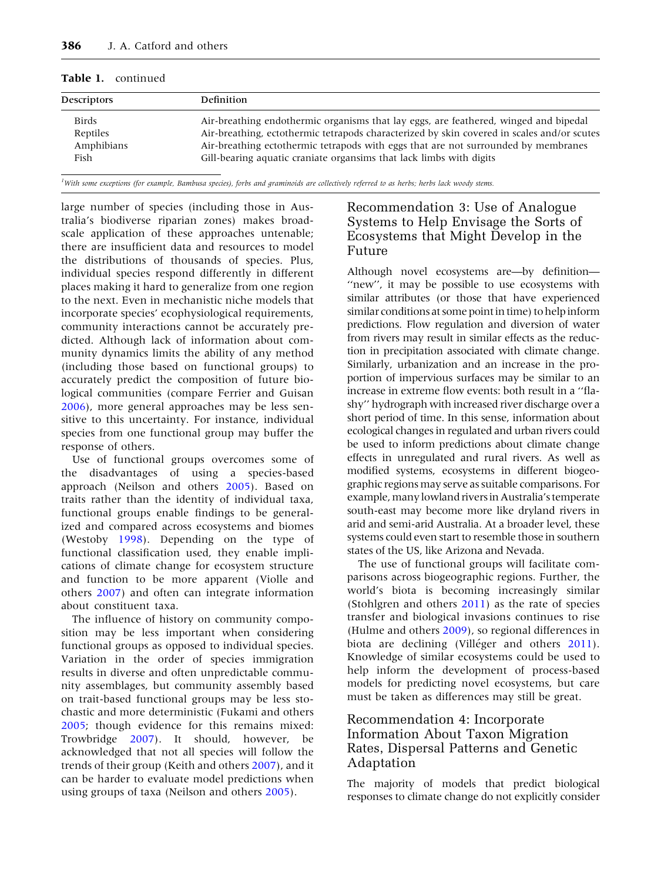**Table 1.** continued

| Descriptors | Definition |
|---|---|
| Birds | Air-breathing endothermic organisms that lay eggs, are feathered, winged and bipedal |
| Reptiles | Air-breathing, ectothermic tetrapods characterized by skin covered in scales and/or scutes |
| Amphibians | Air-breathing ectothermic tetrapods with eggs that are not surrounded by membranes |
| Fish | Gill-bearing aquatic craniate organsims that lack limbs with digits |

[1]With some exceptions (for example, Bambusa species), forbs and graminoids are collectively referred to as herbs; herbs lack woody stems.

large number of species (including those in Australia's biodiverse riparian zones) makes broad-scale application of these approaches untenable; there are insufficient data and resources to model the distributions of thousands of species. Plus, individual species respond differently in different places making it hard to generalize from one region to the next. Even in mechanistic niche models that incorporate species' ecophysiological requirements, community interactions cannot be accurately predicted. Although lack of information about community dynamics limits the ability of any method (including those based on functional groups) to accurately predict the composition of future biological communities (compare Ferrier and Guisan 2006), more general approaches may be less sensitive to this uncertainty. For instance, individual species from one functional group may buffer the response of others.

Use of functional groups overcomes some of the disadvantages of using a species-based approach (Neilson and others 2005). Based on traits rather than the identity of individual taxa, functional groups enable findings to be generalized and compared across ecosystems and biomes (Westoby 1998). Depending on the type of functional classification used, they enable implications of climate change for ecosystem structure and function to be more apparent (Violle and others 2007) and often can integrate information about constituent taxa.

The influence of history on community composition may be less important when considering functional groups as opposed to individual species. Variation in the order of species immigration results in diverse and often unpredictable community assemblages, but community assembly based on trait-based functional groups may be less stochastic and more deterministic (Fukami and others 2005; though evidence for this remains mixed: Trowbridge 2007). It should, however, be acknowledged that not all species will follow the trends of their group (Keith and others 2007), and it can be harder to evaluate model predictions when using groups of taxa (Neilson and others 2005).

## Recommendation 3: Use of Analogue Systems to Help Envisage the Sorts of Ecosystems that Might Develop in the Future

Although novel ecosystems are—by definition—''new'', it may be possible to use ecosystems with similar attributes (or those that have experienced similar conditions at some point in time) to help inform predictions. Flow regulation and diversion of water from rivers may result in similar effects as the reduction in precipitation associated with climate change. Similarly, urbanization and an increase in the proportion of impervious surfaces may be similar to an increase in extreme flow events: both result in a ''flashy'' hydrograph with increased river discharge over a short period of time. In this sense, information about ecological changes in regulated and urban rivers could be used to inform predictions about climate change effects in unregulated and rural rivers. As well as modified systems, ecosystems in different biogeographic regions may serve as suitable comparisons. For example, many lowland rivers in Australia's temperate south-east may become more like dryland rivers in arid and semi-arid Australia. At a broader level, these systems could even start to resemble those in southern states of the US, like Arizona and Nevada.

The use of functional groups will facilitate comparisons across biogeographic regions. Further, the world's biota is becoming increasingly similar (Stohlgren and others 2011) as the rate of species transfer and biological invasions continues to rise (Hulme and others 2009), so regional differences in biota are declining (Villéger and others 2011). Knowledge of similar ecosystems could be used to help inform the development of process-based models for predicting novel ecosystems, but care must be taken as differences may still be great.

## Recommendation 4: Incorporate Information About Taxon Migration Rates, Dispersal Patterns and Genetic Adaptation

The majority of models that predict biological responses to climate change do not explicitly consider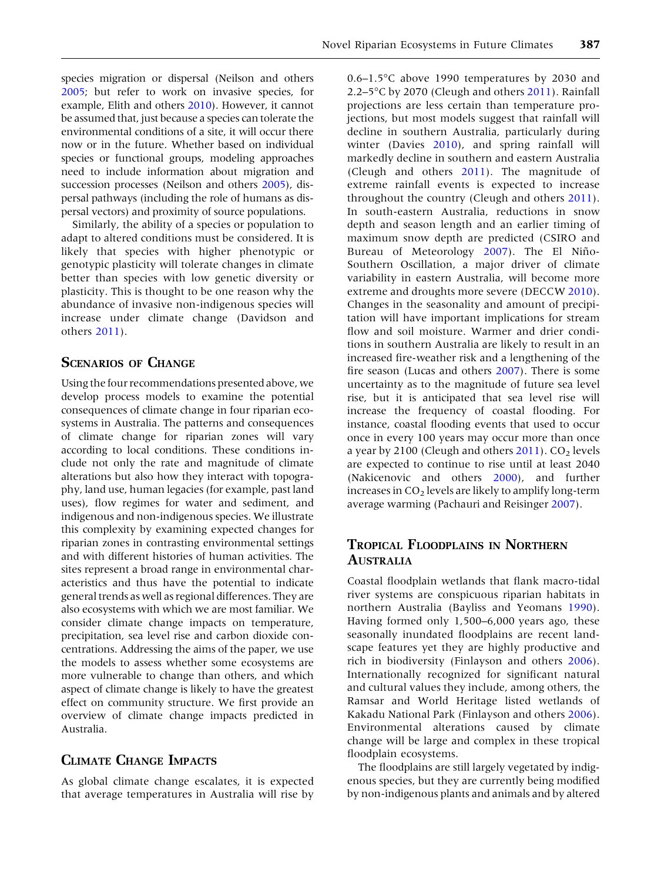species migration or dispersal (Neilson and others 2005; but refer to work on invasive species, for example, Elith and others 2010). However, it cannot be assumed that, just because a species can tolerate the environmental conditions of a site, it will occur there now or in the future. Whether based on individual species or functional groups, modeling approaches need to include information about migration and succession processes (Neilson and others 2005), dispersal pathways (including the role of humans as dispersal vectors) and proximity of source populations.

Similarly, the ability of a species or population to adapt to altered conditions must be considered. It is likely that species with higher phenotypic or genotypic plasticity will tolerate changes in climate better than species with low genetic diversity or plasticity. This is thought to be one reason why the abundance of invasive non-indigenous species will increase under climate change (Davidson and others 2011).

## Scenarios of Change

Using the four recommendations presented above, we develop process models to examine the potential consequences of climate change in four riparian ecosystems in Australia. The patterns and consequences of climate change for riparian zones will vary according to local conditions. These conditions include not only the rate and magnitude of climate alterations but also how they interact with topography, land use, human legacies (for example, past land uses), flow regimes for water and sediment, and indigenous and non-indigenous species. We illustrate this complexity by examining expected changes for riparian zones in contrasting environmental settings and with different histories of human activities. The sites represent a broad range in environmental characteristics and thus have the potential to indicate general trends as well as regional differences. They are also ecosystems with which we are most familiar. We consider climate change impacts on temperature, precipitation, sea level rise and carbon dioxide concentrations. Addressing the aims of the paper, we use the models to assess whether some ecosystems are more vulnerable to change than others, and which aspect of climate change is likely to have the greatest effect on community structure. We first provide an overview of climate change impacts predicted in Australia.

## Climate Change Impacts

As global climate change escalates, it is expected that average temperatures in Australia will rise by 0.6–1.5°C above 1990 temperatures by 2030 and 2.2–5°C by 2070 (Cleugh and others 2011). Rainfall projections are less certain than temperature projections, but most models suggest that rainfall will decline in southern Australia, particularly during winter (Davies 2010), and spring rainfall will markedly decline in southern and eastern Australia (Cleugh and others 2011). The magnitude of extreme rainfall events is expected to increase throughout the country (Cleugh and others 2011). In south-eastern Australia, reductions in snow depth and season length and an earlier timing of maximum snow depth are predicted (CSIRO and Bureau of Meteorology 2007). The El Niño-Southern Oscillation, a major driver of climate variability in eastern Australia, will become more extreme and droughts more severe (DECCW 2010). Changes in the seasonality and amount of precipitation will have important implications for stream flow and soil moisture. Warmer and drier conditions in southern Australia are likely to result in an increased fire-weather risk and a lengthening of the fire season (Lucas and others 2007). There is some uncertainty as to the magnitude of future sea level rise, but it is anticipated that sea level rise will increase the frequency of coastal flooding. For instance, coastal flooding events that used to occur once in every 100 years may occur more than once a year by 2100 (Cleugh and others 2011). $CO_2$ levels are expected to continue to rise until at least 2040 (Nakicenovic and others 2000), and further increases in $CO_2$ levels are likely to amplify long-term average warming (Pachauri and Reisinger 2007).

## Tropical Floodplains in Northern Australia

Coastal floodplain wetlands that flank macro-tidal river systems are conspicuous riparian habitats in northern Australia (Bayliss and Yeomans 1990). Having formed only 1,500–6,000 years ago, these seasonally inundated floodplains are recent landscape features yet they are highly productive and rich in biodiversity (Finlayson and others 2006). Internationally recognized for significant natural and cultural values they include, among others, the Ramsar and World Heritage listed wetlands of Kakadu National Park (Finlayson and others 2006). Environmental alterations caused by climate change will be large and complex in these tropical floodplain ecosystems.

The floodplains are still largely vegetated by indigenous species, but they are currently being modified by non-indigenous plants and animals and by altered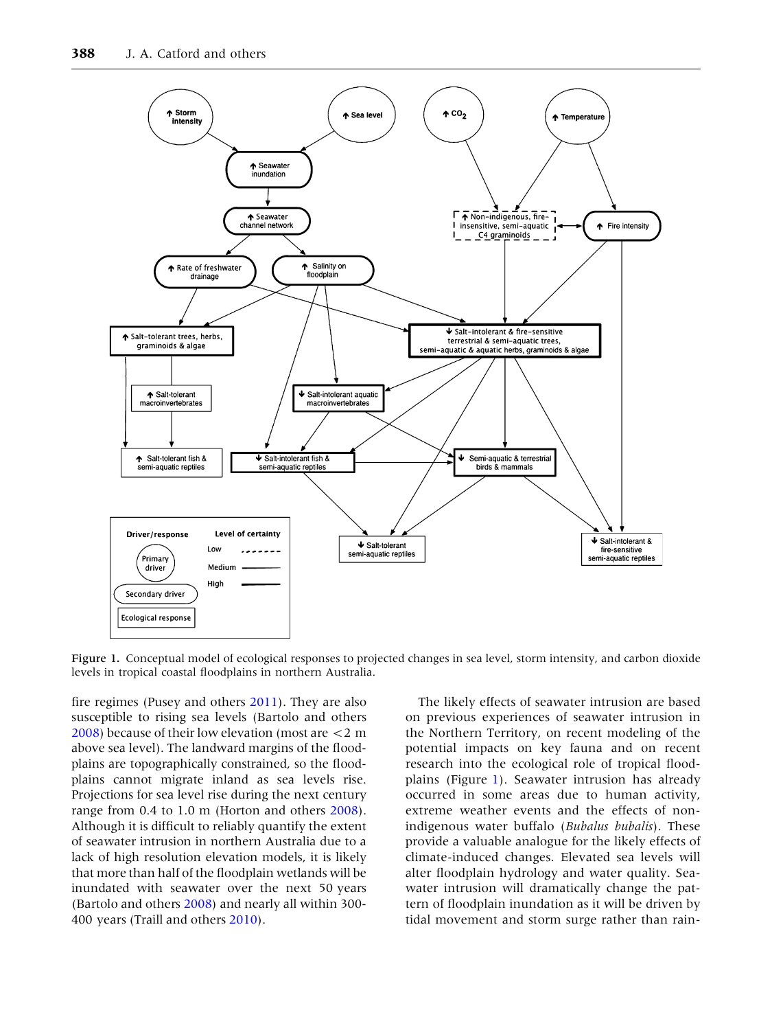Figure 1. Conceptual model of ecological responses to projected changes in sea level, storm intensity, and carbon dioxide levels in tropical coastal floodplains in northern Australia.

fire regimes (Pusey and others 2011). They are also susceptible to rising sea levels (Bartolo and others 2008) because of their low elevation (most are <2 m above sea level). The landward margins of the floodplains are topographically constrained, so the floodplains cannot migrate inland as sea levels rise. Projections for sea level rise during the next century range from 0.4 to 1.0 m (Horton and others 2008). Although it is difficult to reliably quantify the extent of seawater intrusion in northern Australia due to a lack of high resolution elevation models, it is likely that more than half of the floodplain wetlands will be inundated with seawater over the next 50 years (Bartolo and others 2008) and nearly all within 300-400 years (Traill and others 2010).

The likely effects of seawater intrusion are based on previous experiences of seawater intrusion in the Northern Territory, on recent modeling of the potential impacts on key fauna and on recent research into the ecological role of tropical floodplains (Figure 1). Seawater intrusion has already occurred in some areas due to human activity, extreme weather events and the effects of non-indigenous water buffalo (*Bubalus bubalis*). These provide a valuable analogue for the likely effects of climate-induced changes. Elevated sea levels will alter floodplain hydrology and water quality. Seawater intrusion will dramatically change the pattern of floodplain inundation as it will be driven by tidal movement and storm surge rather than rain-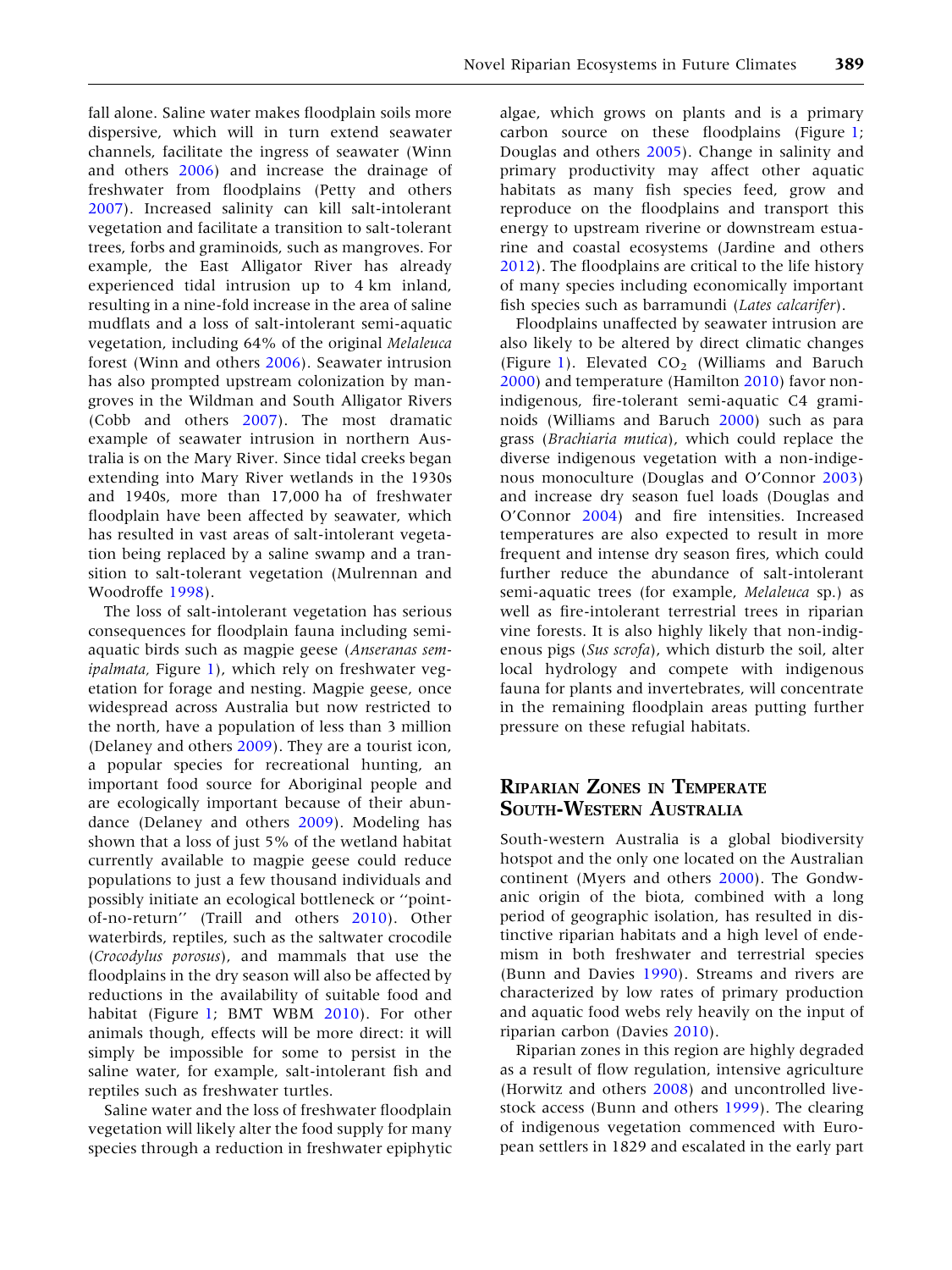fall alone. Saline water makes floodplain soils more dispersive, which will in turn extend seawater channels, facilitate the ingress of seawater (Winn and others 2006) and increase the drainage of freshwater from floodplains (Petty and others 2007). Increased salinity can kill salt-intolerant vegetation and facilitate a transition to salt-tolerant trees, forbs and graminoids, such as mangroves. For example, the East Alligator River has already experienced tidal intrusion up to 4 km inland, resulting in a nine-fold increase in the area of saline mudflats and a loss of salt-intolerant semi-aquatic vegetation, including 64% of the original *Melaleuca* forest (Winn and others 2006). Seawater intrusion has also prompted upstream colonization by mangroves in the Wildman and South Alligator Rivers (Cobb and others 2007). The most dramatic example of seawater intrusion in northern Australia is on the Mary River. Since tidal creeks began extending into Mary River wetlands in the 1930s and 1940s, more than 17,000 ha of freshwater floodplain have been affected by seawater, which has resulted in vast areas of salt-intolerant vegetation being replaced by a saline swamp and a transition to salt-tolerant vegetation (Mulrennan and Woodroffe 1998).

The loss of salt-intolerant vegetation has serious consequences for floodplain fauna including semi-aquatic birds such as magpie geese (*Anseranas semipalmata,* Figure 1), which rely on freshwater vegetation for forage and nesting. Magpie geese, once widespread across Australia but now restricted to the north, have a population of less than 3 million (Delaney and others 2009). They are a tourist icon, a popular species for recreational hunting, an important food source for Aboriginal people and are ecologically important because of their abundance (Delaney and others 2009). Modeling has shown that a loss of just 5% of the wetland habitat currently available to magpie geese could reduce populations to just a few thousand individuals and possibly initiate an ecological bottleneck or ''point-of-no-return'' (Traill and others 2010). Other waterbirds, reptiles, such as the saltwater crocodile (*Crocodylus porosus*), and mammals that use the floodplains in the dry season will also be affected by reductions in the availability of suitable food and habitat (Figure 1; BMT WBM 2010). For other animals though, effects will be more direct: it will simply be impossible for some to persist in the saline water, for example, salt-intolerant fish and reptiles such as freshwater turtles.

Saline water and the loss of freshwater floodplain vegetation will likely alter the food supply for many species through a reduction in freshwater epiphytic algae, which grows on plants and is a primary carbon source on these floodplains (Figure 1; Douglas and others 2005). Change in salinity and primary productivity may affect other aquatic habitats as many fish species feed, grow and reproduce on the floodplains and transport this energy to upstream riverine or downstream estuarine and coastal ecosystems (Jardine and others 2012). The floodplains are critical to the life history of many species including economically important fish species such as barramundi (*Lates calcarifer*).

Floodplains unaffected by seawater intrusion are also likely to be altered by direct climatic changes (Figure 1). Elevated $CO_2$ (Williams and Baruch 2000) and temperature (Hamilton 2010) favor non-indigenous, fire-tolerant semi-aquatic C4 graminoids (Williams and Baruch 2000) such as para grass (*Brachiaria mutica*), which could replace the diverse indigenous vegetation with a non-indigenous monoculture (Douglas and O'Connor 2003) and increase dry season fuel loads (Douglas and O'Connor 2004) and fire intensities. Increased temperatures are also expected to result in more frequent and intense dry season fires, which could further reduce the abundance of salt-intolerant semi-aquatic trees (for example, *Melaleuca* sp.) as well as fire-intolerant terrestrial trees in riparian vine forests. It is also highly likely that non-indigenous pigs (*Sus scrofa*), which disturb the soil, alter local hydrology and compete with indigenous fauna for plants and invertebrates, will concentrate in the remaining floodplain areas putting further pressure on these refugial habitats.

## Riparian Zones in Temperate South-Western Australia

South-western Australia is a global biodiversity hotspot and the only one located on the Australian continent (Myers and others 2000). The Gondwanic origin of the biota, combined with a long period of geographic isolation, has resulted in distinctive riparian habitats and a high level of endemism in both freshwater and terrestrial species (Bunn and Davies 1990). Streams and rivers are characterized by low rates of primary production and aquatic food webs rely heavily on the input of riparian carbon (Davies 2010).

Riparian zones in this region are highly degraded as a result of flow regulation, intensive agriculture (Horwitz and others 2008) and uncontrolled livestock access (Bunn and others 1999). The clearing of indigenous vegetation commenced with European settlers in 1829 and escalated in the early part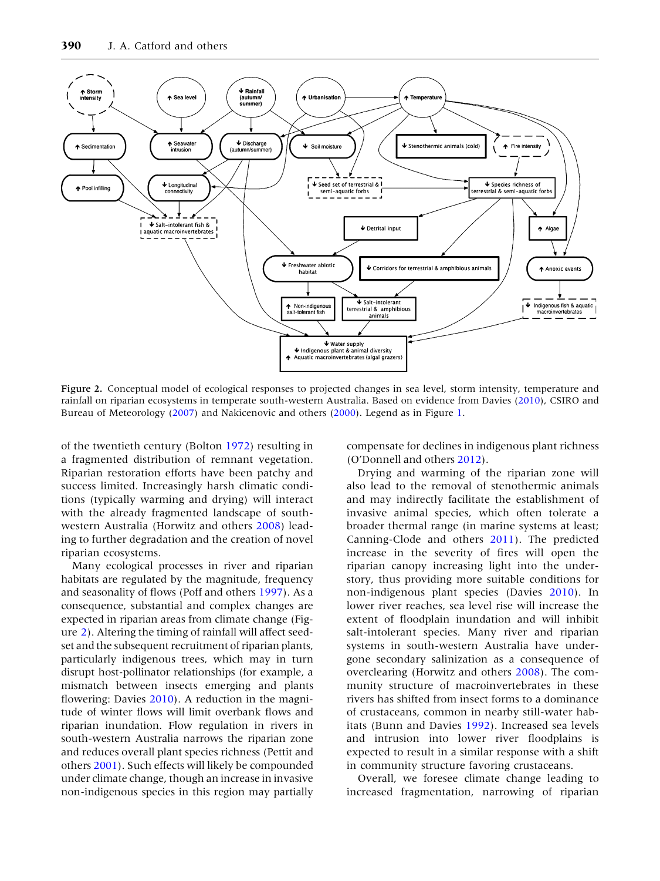Figure 2. Conceptual model of ecological responses to projected changes in sea level, storm intensity, temperature and rainfall on riparian ecosystems in temperate south-western Australia. Based on evidence from Davies (2010), CSIRO and Bureau of Meteorology (2007) and Nakicenovic and others (2000). Legend as in Figure 1.

of the twentieth century (Bolton 1972) resulting in a fragmented distribution of remnant vegetation. Riparian restoration efforts have been patchy and success limited. Increasingly harsh climatic conditions (typically warming and drying) will interact with the already fragmented landscape of south-western Australia (Horwitz and others 2008) leading to further degradation and the creation of novel riparian ecosystems.

Many ecological processes in river and riparian habitats are regulated by the magnitude, frequency and seasonality of flows (Poff and others 1997). As a consequence, substantial and complex changes are expected in riparian areas from climate change (Figure 2). Altering the timing of rainfall will affect seed-set and the subsequent recruitment of riparian plants, particularly indigenous trees, which may in turn disrupt host-pollinator relationships (for example, a mismatch between insects emerging and plants flowering: Davies 2010). A reduction in the magnitude of winter flows will limit overbank flows and riparian inundation. Flow regulation in rivers in south-western Australia narrows the riparian zone and reduces overall plant species richness (Pettit and others 2001). Such effects will likely be compounded under climate change, though an increase in invasive non-indigenous species in this region may partially compensate for declines in indigenous plant richness (O'Donnell and others 2012).

Drying and warming of the riparian zone will also lead to the removal of stenothermic animals and may indirectly facilitate the establishment of invasive animal species, which often tolerate a broader thermal range (in marine systems at least; Canning-Clode and others 2011). The predicted increase in the severity of fires will open the riparian canopy increasing light into the understory, thus providing more suitable conditions for non-indigenous plant species (Davies 2010). In lower river reaches, sea level rise will increase the extent of floodplain inundation and will inhibit salt-intolerant species. Many river and riparian systems in south-western Australia have undergone secondary salinization as a consequence of overclearing (Horwitz and others 2008). The community structure of macroinvertebrates in these rivers has shifted from insect forms to a dominance of crustaceans, common in nearby still-water habitats (Bunn and Davies 1992). Increased sea levels and intrusion into lower river floodplains is expected to result in a similar response with a shift in community structure favoring crustaceans.

Overall, we foresee climate change leading to increased fragmentation, narrowing of riparian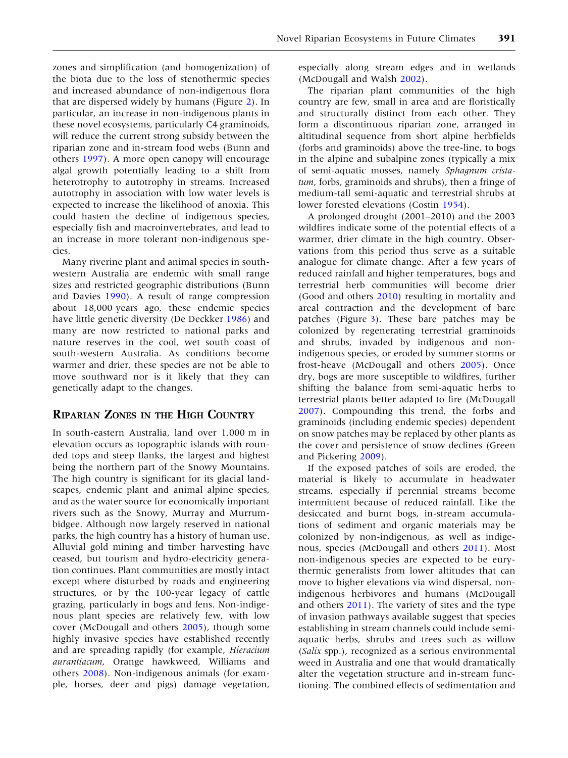zones and simplification (and homogenization) of the biota due to the loss of stenothermic species and increased abundance of non-indigenous flora that are dispersed widely by humans (Figure 2). In particular, an increase in non-indigenous plants in these novel ecosystems, particularly C4 graminoids, will reduce the current strong subsidy between the riparian zone and in-stream food webs (Bunn and others 1997). A more open canopy will encourage algal growth potentially leading to a shift from heterotrophy to autotrophy in streams. Increased autotrophy in association with low water levels is expected to increase the likelihood of anoxia. This could hasten the decline of indigenous species, especially fish and macroinvertebrates, and lead to an increase in more tolerant non-indigenous species.

Many riverine plant and animal species in south-western Australia are endemic with small range sizes and restricted geographic distributions (Bunn and Davies 1990). A result of range compression about 18,000 years ago, these endemic species have little genetic diversity (De Deckker 1986) and many are now restricted to national parks and nature reserves in the cool, wet south coast of south-western Australia. As conditions become warmer and drier, these species are not be able to move southward nor is it likely that they can genetically adapt to the changes.

## Riparian Zones in the High Country

In south-eastern Australia, land over 1,000 m in elevation occurs as topographic islands with rounded tops and steep flanks, the largest and highest being the northern part of the Snowy Mountains. The high country is significant for its glacial landscapes, endemic plant and animal alpine species, and as the water source for economically important rivers such as the Snowy, Murray and Murrumbidgee. Although now largely reserved in national parks, the high country has a history of human use. Alluvial gold mining and timber harvesting have ceased, but tourism and hydro-electricity generation continues. Plant communities are mostly intact except where disturbed by roads and engineering structures, or by the 100-year legacy of cattle grazing, particularly in bogs and fens. Non-indigenous plant species are relatively few, with low cover (McDougall and others 2005), though some highly invasive species have established recently and are spreading rapidly (for example, *Hieracium aurantiacum*, Orange hawkweed, Williams and others 2008). Non-indigenous animals (for example, horses, deer and pigs) damage vegetation, especially along stream edges and in wetlands (McDougall and Walsh 2002).

The riparian plant communities of the high country are few, small in area and are floristically and structurally distinct from each other. They form a discontinuous riparian zone, arranged in altitudinal sequence from short alpine herbfields (forbs and graminoids) above the tree-line, to bogs in the alpine and subalpine zones (typically a mix of semi-aquatic mosses, namely *Sphagnum cristatum*, forbs, graminoids and shrubs), then a fringe of medium-tall semi-aquatic and terrestrial shrubs at lower forested elevations (Costin 1954).

A prolonged drought (2001–2010) and the 2003 wildfires indicate some of the potential effects of a warmer, drier climate in the high country. Observations from this period thus serve as a suitable analogue for climate change. After a few years of reduced rainfall and higher temperatures, bogs and terrestrial herb communities will become drier (Good and others 2010) resulting in mortality and areal contraction and the development of bare patches (Figure 3). These bare patches may be colonized by regenerating terrestrial graminoids and shrubs, invaded by indigenous and non-indigenous species, or eroded by summer storms or frost-heave (McDougall and others 2005). Once dry, bogs are more susceptible to wildfires, further shifting the balance from semi-aquatic herbs to terrestrial plants better adapted to fire (McDougall 2007). Compounding this trend, the forbs and graminoids (including endemic species) dependent on snow patches may be replaced by other plants as the cover and persistence of snow declines (Green and Pickering 2009).

If the exposed patches of soils are eroded, the material is likely to accumulate in headwater streams, especially if perennial streams become intermittent because of reduced rainfall. Like the desiccated and burnt bogs, in-stream accumulations of sediment and organic materials may be colonized by non-indigenous, as well as indigenous, species (McDougall and others 2011). Most non-indigenous species are expected to be eurythermic generalists from lower altitudes that can move to higher elevations via wind dispersal, non-indigenous herbivores and humans (McDougall and others 2011). The variety of sites and the type of invasion pathways available suggest that species establishing in stream channels could include semi-aquatic herbs, shrubs and trees such as willow (*Salix* spp.), recognized as a serious environmental weed in Australia and one that would dramatically alter the vegetation structure and in-stream functioning. The combined effects of sedimentation and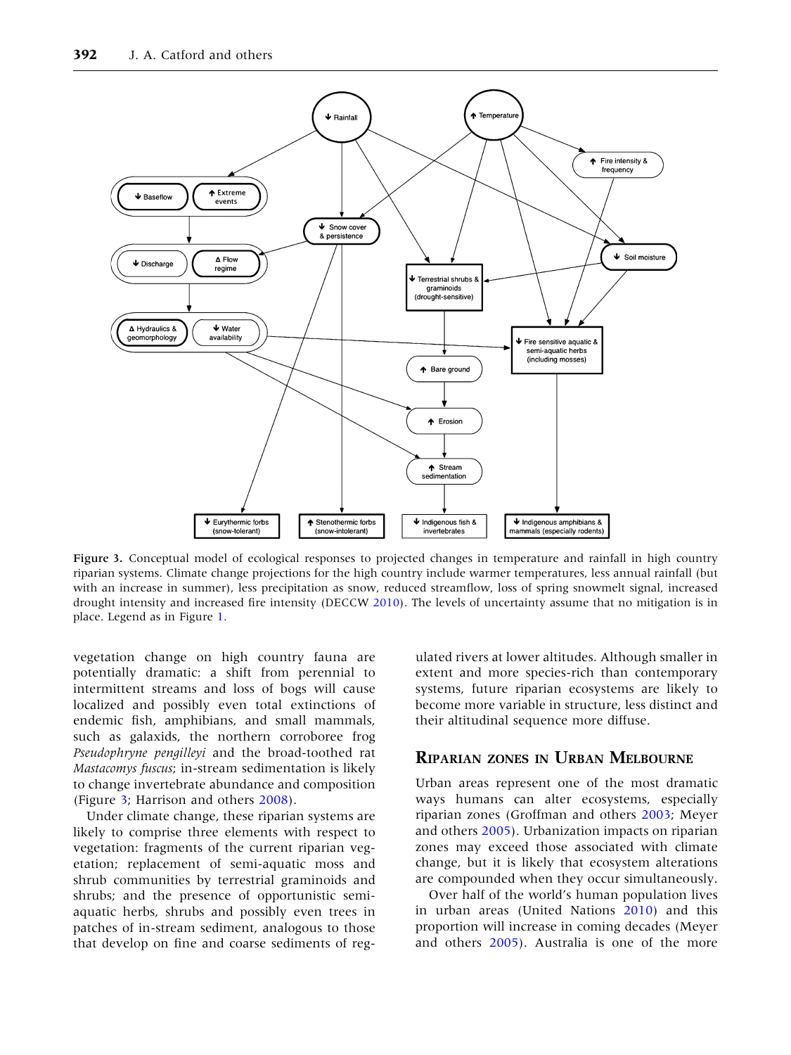Figure 3. Conceptual model of ecological responses to projected changes in temperature and rainfall in high country riparian systems. Climate change projections for the high country include warmer temperatures, less annual rainfall (but with an increase in summer), less precipitation as snow, reduced streamflow, loss of spring snowmelt signal, increased drought intensity and increased fire intensity (DECCW 2010). The levels of uncertainty assume that no mitigation is in place. Legend as in Figure 1.

vegetation change on high country fauna are potentially dramatic: a shift from perennial to intermittent streams and loss of bogs will cause localized and possibly even total extinctions of endemic fish, amphibians, and small mammals, such as galaxids, the northern corroboree frog *Pseudophryne pengilleyi* and the broad-toothed rat *Mastacomys fuscus*; in-stream sedimentation is likely to change invertebrate abundance and composition (Figure 3; Harrison and others 2008).

Under climate change, these riparian systems are likely to comprise three elements with respect to vegetation: fragments of the current riparian vegetation; replacement of semi-aquatic moss and shrub communities by terrestrial graminoids and shrubs; and the presence of opportunistic semi-aquatic herbs, shrubs and possibly even trees in patches of in-stream sediment, analogous to those that develop on fine and coarse sediments of regulated rivers at lower altitudes. Although smaller in extent and more species-rich than contemporary systems, future riparian ecosystems are likely to become more variable in structure, less distinct and their altitudinal sequence more diffuse.

## Riparian Zones in Urban Melbourne

Urban areas represent one of the most dramatic ways humans can alter ecosystems, especially riparian zones (Groffman and others 2003; Meyer and others 2005). Urbanization impacts on riparian zones may exceed those associated with climate change, but it is likely that ecosystem alterations are compounded when they occur simultaneously.

Over half of the world's human population lives in urban areas (United Nations 2010) and this proportion will increase in coming decades (Meyer and others 2005). Australia is one of the more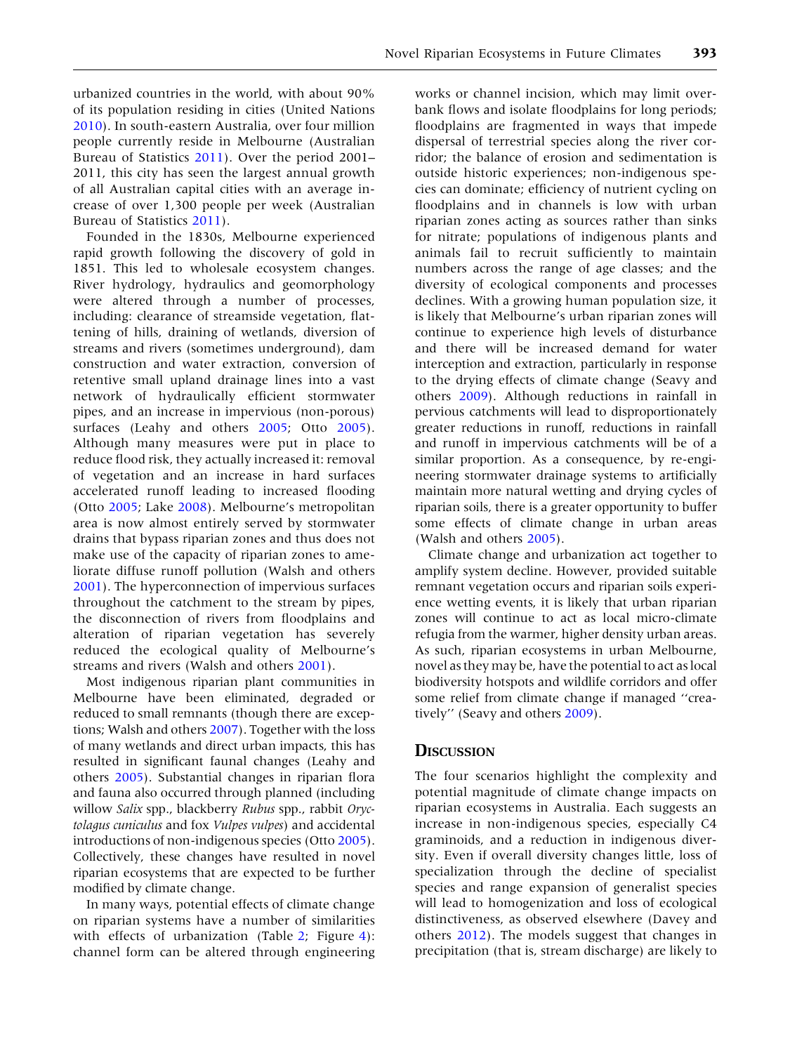urbanized countries in the world, with about 90% of its population residing in cities (United Nations 2010). In south-eastern Australia, over four million people currently reside in Melbourne (Australian Bureau of Statistics 2011). Over the period 2001–2011, this city has seen the largest annual growth of all Australian capital cities with an average increase of over 1,300 people per week (Australian Bureau of Statistics 2011).

Founded in the 1830s, Melbourne experienced rapid growth following the discovery of gold in 1851. This led to wholesale ecosystem changes. River hydrology, hydraulics and geomorphology were altered through a number of processes, including: clearance of streamside vegetation, flattening of hills, draining of wetlands, diversion of streams and rivers (sometimes underground), dam construction and water extraction, conversion of retentive small upland drainage lines into a vast network of hydraulically efficient stormwater pipes, and an increase in impervious (non-porous) surfaces (Leahy and others 2005; Otto 2005). Although many measures were put in place to reduce flood risk, they actually increased it: removal of vegetation and an increase in hard surfaces accelerated runoff leading to increased flooding (Otto 2005; Lake 2008). Melbourne's metropolitan area is now almost entirely served by stormwater drains that bypass riparian zones and thus does not make use of the capacity of riparian zones to ameliorate diffuse runoff pollution (Walsh and others 2001). The hyperconnection of impervious surfaces throughout the catchment to the stream by pipes, the disconnection of rivers from floodplains and alteration of riparian vegetation has severely reduced the ecological quality of Melbourne's streams and rivers (Walsh and others 2001).

Most indigenous riparian plant communities in Melbourne have been eliminated, degraded or reduced to small remnants (though there are exceptions; Walsh and others 2007). Together with the loss of many wetlands and direct urban impacts, this has resulted in significant faunal changes (Leahy and others 2005). Substantial changes in riparian flora and fauna also occurred through planned (including willow *Salix* spp., blackberry *Rubus* spp., rabbit *Oryctolagus cuniculus* and fox *Vulpes vulpes*) and accidental introductions of non-indigenous species (Otto 2005). Collectively, these changes have resulted in novel riparian ecosystems that are expected to be further modified by climate change.

In many ways, potential effects of climate change on riparian systems have a number of similarities with effects of urbanization (Table 2; Figure 4): channel form can be altered through engineering works or channel incision, which may limit overbank flows and isolate floodplains for long periods; floodplains are fragmented in ways that impede dispersal of terrestrial species along the river corridor; the balance of erosion and sedimentation is outside historic experiences; non-indigenous species can dominate; efficiency of nutrient cycling on floodplains and in channels is low with urban riparian zones acting as sources rather than sinks for nitrate; populations of indigenous plants and animals fail to recruit sufficiently to maintain numbers across the range of age classes; and the diversity of ecological components and processes declines. With a growing human population size, it is likely that Melbourne's urban riparian zones will continue to experience high levels of disturbance and there will be increased demand for water interception and extraction, particularly in response to the drying effects of climate change (Seavy and others 2009). Although reductions in rainfall in pervious catchments will lead to disproportionately greater reductions in runoff, reductions in rainfall and runoff in impervious catchments will be of a similar proportion. As a consequence, by re-engineering stormwater drainage systems to artificially maintain more natural wetting and drying cycles of riparian soils, there is a greater opportunity to buffer some effects of climate change in urban areas (Walsh and others 2005).

Climate change and urbanization act together to amplify system decline. However, provided suitable remnant vegetation occurs and riparian soils experience wetting events, it is likely that urban riparian zones will continue to act as local micro-climate refugia from the warmer, higher density urban areas. As such, riparian ecosystems in urban Melbourne, novel as they may be, have the potential to act as local biodiversity hotspots and wildlife corridors and offer some relief from climate change if managed "creatively" (Seavy and others 2009).

## Discussion

The four scenarios highlight the complexity and potential magnitude of climate change impacts on riparian ecosystems in Australia. Each suggests an increase in non-indigenous species, especially C4 graminoids, and a reduction in indigenous diversity. Even if overall diversity changes little, loss of specialization through the decline of specialist species and range expansion of generalist species will lead to homogenization and loss of ecological distinctiveness, as observed elsewhere (Davey and others 2012). The models suggest that changes in precipitation (that is, stream discharge) are likely to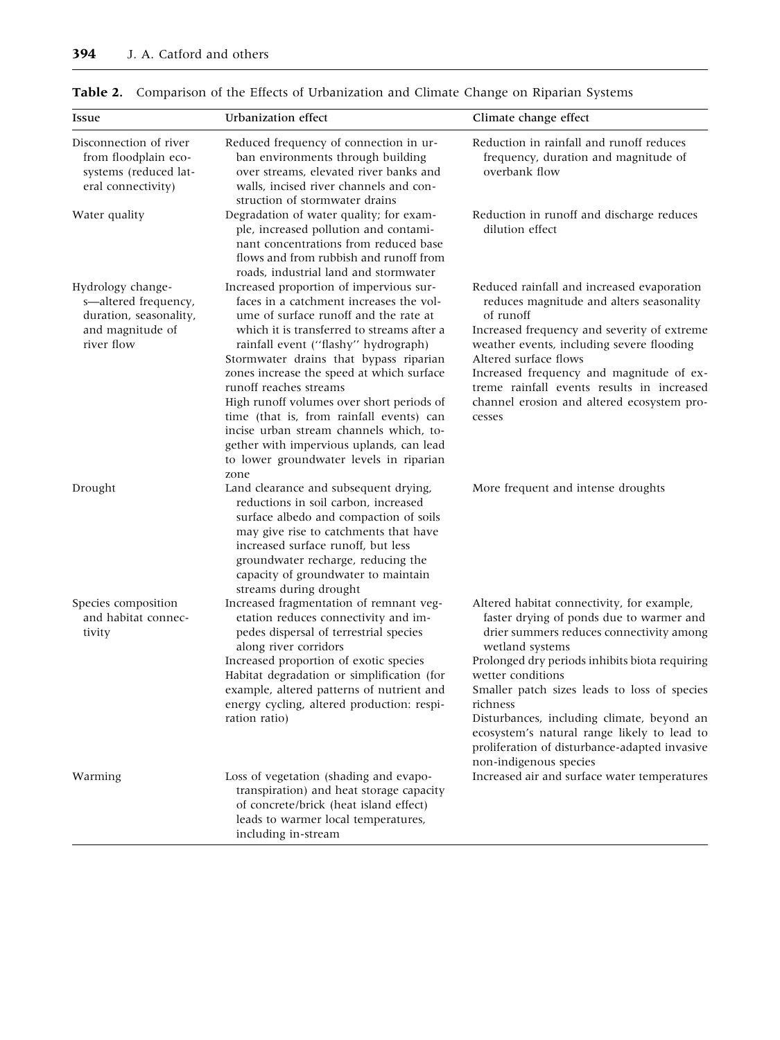**Table 2.** Comparison of the Effects of Urbanization and Climate Change on Riparian Systems

| Issue | Urbanization effect | Climate change effect |
|---|---|---|
| Disconnection of river from floodplain ecosystems (reduced lateral connectivity) | Reduced frequency of connection in urban environments through building over streams, elevated river banks and walls, incised river channels and construction of stormwater drains | Reduction in rainfall and runoff reduces frequency, duration and magnitude of overbank flow |
| Water quality | Degradation of water quality; for example, increased pollution and contaminant concentrations from reduced base flows and from rubbish and runoff from roads, industrial land and stormwater | Reduction in runoff and discharge reduces dilution effect |
| Hydrology changes—altered frequency, duration, seasonality, and magnitude of river flow | Increased proportion of impervious surfaces in a catchment increases the volume of surface runoff and the rate at which it is transferred to streams after a rainfall event (''flashy'' hydrograph)<br>Stormwater drains that bypass riparian zones increase the speed at which surface runoff reaches streams<br>High runoff volumes over short periods of time (that is, from rainfall events) can incise urban stream channels which, together with impervious uplands, can lead to lower groundwater levels in riparian zone | Reduced rainfall and increased evaporation reduces magnitude and alters seasonality of runoff<br>Increased frequency and severity of extreme weather events, including severe flooding<br>Altered surface flows<br>Increased frequency and magnitude of extreme rainfall events results in increased channel erosion and altered ecosystem processes |
| Drought | Land clearance and subsequent drying, reductions in soil carbon, increased surface albedo and compaction of soils may give rise to catchments that have increased surface runoff, but less groundwater recharge, reducing the capacity of groundwater to maintain streams during drought | More frequent and intense droughts |
| Species composition and habitat connectivity | Increased fragmentation of remnant vegetation reduces connectivity and impedes dispersal of terrestrial species along river corridors<br>Increased proportion of exotic species<br>Habitat degradation or simplification (for example, altered patterns of nutrient and energy cycling, altered production: respiration ratio) | Altered habitat connectivity, for example, faster drying of ponds due to warmer and drier summers reduces connectivity among wetland systems<br>Prolonged dry periods inhibits biota requiring wetter conditions<br>Smaller patch sizes leads to loss of species richness<br>Disturbances, including climate, beyond an ecosystem's natural range likely to lead to proliferation of disturbance-adapted invasive non-indigenous species |
| Warming | Loss of vegetation (shading and evapotranspiration) and heat storage capacity of concrete/brick (heat island effect) leads to warmer local temperatures, including in-stream | Increased air and surface water temperatures |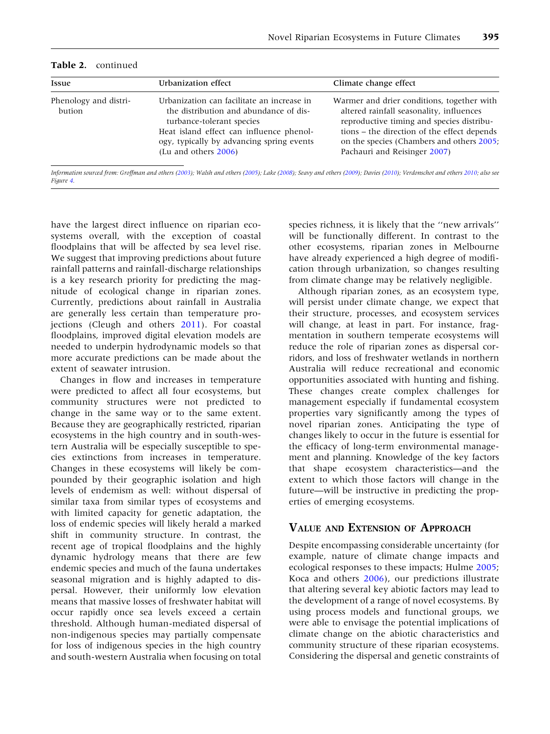**Table 2.** continued

| Issue | Urbanization effect | Climate change effect |
|---|---|---|
| Phenology and distribution | Urbanization can facilitate an increase in the distribution and abundance of disturbance-tolerant species<br>Heat island effect can influence phenology, typically by advancing spring events (Lu and others 2006) | Warmer and drier conditions, together with altered rainfall seasonality, influences reproductive timing and species distributions – the direction of the effect depends on the species (Chambers and others 2005; Pachauri and Reisinger 2007) |

*Information sourced from: Groffman and others (2003); Walsh and others (2005); Lake (2008); Seavy and others (2009); Davies (2010); Verdonschot and others 2010; also see Figure 4.*

have the largest direct influence on riparian ecosystems overall, with the exception of coastal floodplains that will be affected by sea level rise. We suggest that improving predictions about future rainfall patterns and rainfall-discharge relationships is a key research priority for predicting the magnitude of ecological change in riparian zones. Currently, predictions about rainfall in Australia are generally less certain than temperature projections (Cleugh and others 2011). For coastal floodplains, improved digital elevation models are needed to underpin hydrodynamic models so that more accurate predictions can be made about the extent of seawater intrusion.

Changes in flow and increases in temperature were predicted to affect all four ecosystems, but community structures were not predicted to change in the same way or to the same extent. Because they are geographically restricted, riparian ecosystems in the high country and in south-western Australia will be especially susceptible to species extinctions from increases in temperature. Changes in these ecosystems will likely be compounded by their geographic isolation and high levels of endemism as well: without dispersal of similar taxa from similar types of ecosystems and with limited capacity for genetic adaptation, the loss of endemic species will likely herald a marked shift in community structure. In contrast, the recent age of tropical floodplains and the highly dynamic hydrology means that there are few endemic species and much of the fauna undertakes seasonal migration and is highly adapted to dispersal. However, their uniformly low elevation means that massive losses of freshwater habitat will occur rapidly once sea levels exceed a certain threshold. Although human-mediated dispersal of non-indigenous species may partially compensate for loss of indigenous species in the high country and south-western Australia when focusing on total species richness, it is likely that the ''new arrivals'' will be functionally different. In contrast to the other ecosystems, riparian zones in Melbourne have already experienced a high degree of modification through urbanization, so changes resulting from climate change may be relatively negligible.

Although riparian zones, as an ecosystem type, will persist under climate change, we expect that their structure, processes, and ecosystem services will change, at least in part. For instance, fragmentation in southern temperate ecosystems will reduce the role of riparian zones as dispersal corridors, and loss of freshwater wetlands in northern Australia will reduce recreational and economic opportunities associated with hunting and fishing. These changes create complex challenges for management especially if fundamental ecosystem properties vary significantly among the types of novel riparian zones. Anticipating the type of changes likely to occur in the future is essential for the efficacy of long-term environmental management and planning. Knowledge of the key factors that shape ecosystem characteristics—and the extent to which those factors will change in the future—will be instructive in predicting the properties of emerging ecosystems.

## Value and Extension of Approach

Despite encompassing considerable uncertainty (for example, nature of climate change impacts and ecological responses to these impacts; Hulme 2005; Koca and others 2006), our predictions illustrate that altering several key abiotic factors may lead to the development of a range of novel ecosystems. By using process models and functional groups, we were able to envisage the potential implications of climate change on the abiotic characteristics and community structure of these riparian ecosystems. Considering the dispersal and genetic constraints of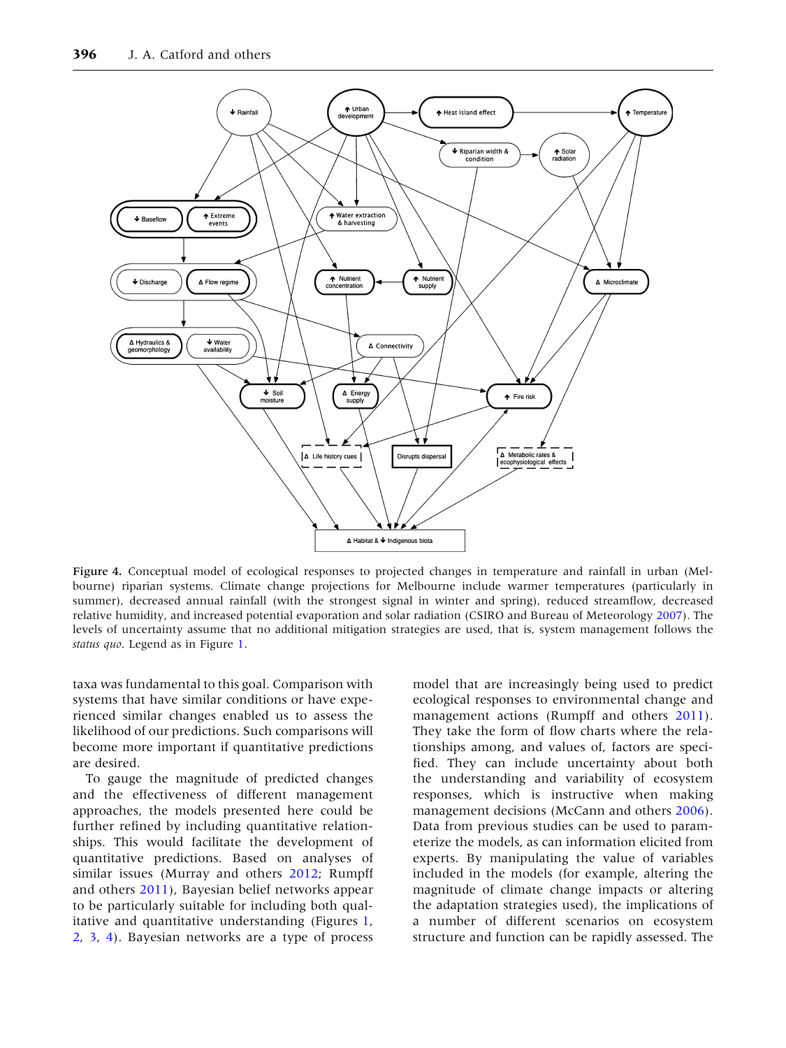Figure 4. Conceptual model of ecological responses to projected changes in temperature and rainfall in urban (Melbourne) riparian systems. Climate change projections for Melbourne include warmer temperatures (particularly in summer), decreased annual rainfall (with the strongest signal in winter and spring), reduced streamflow, decreased relative humidity, and increased potential evaporation and solar radiation (CSIRO and Bureau of Meteorology 2007). The levels of uncertainty assume that no additional mitigation strategies are used, that is, system management follows the *status quo*. Legend as in Figure 1.

taxa was fundamental to this goal. Comparison with systems that have similar conditions or have experienced similar changes enabled us to assess the likelihood of our predictions. Such comparisons will become more important if quantitative predictions are desired.

To gauge the magnitude of predicted changes and the effectiveness of different management approaches, the models presented here could be further refined by including quantitative relationships. This would facilitate the development of quantitative predictions. Based on analyses of similar issues (Murray and others 2012; Rumpff and others 2011), Bayesian belief networks appear to be particularly suitable for including both qualitative and quantitative understanding (Figures 1, 2, 3, 4). Bayesian networks are a type of process model that are increasingly being used to predict ecological responses to environmental change and management actions (Rumpff and others 2011). They take the form of flow charts where the relationships among, and values of, factors are specified. They can include uncertainty about both the understanding and variability of ecosystem responses, which is instructive when making management decisions (McCann and others 2006). Data from previous studies can be used to parameterize the models, as can information elicited from experts. By manipulating the value of variables included in the models (for example, altering the magnitude of climate change impacts or altering the adaptation strategies used), the implications of a number of different scenarios on ecosystem structure and function can be rapidly assessed. The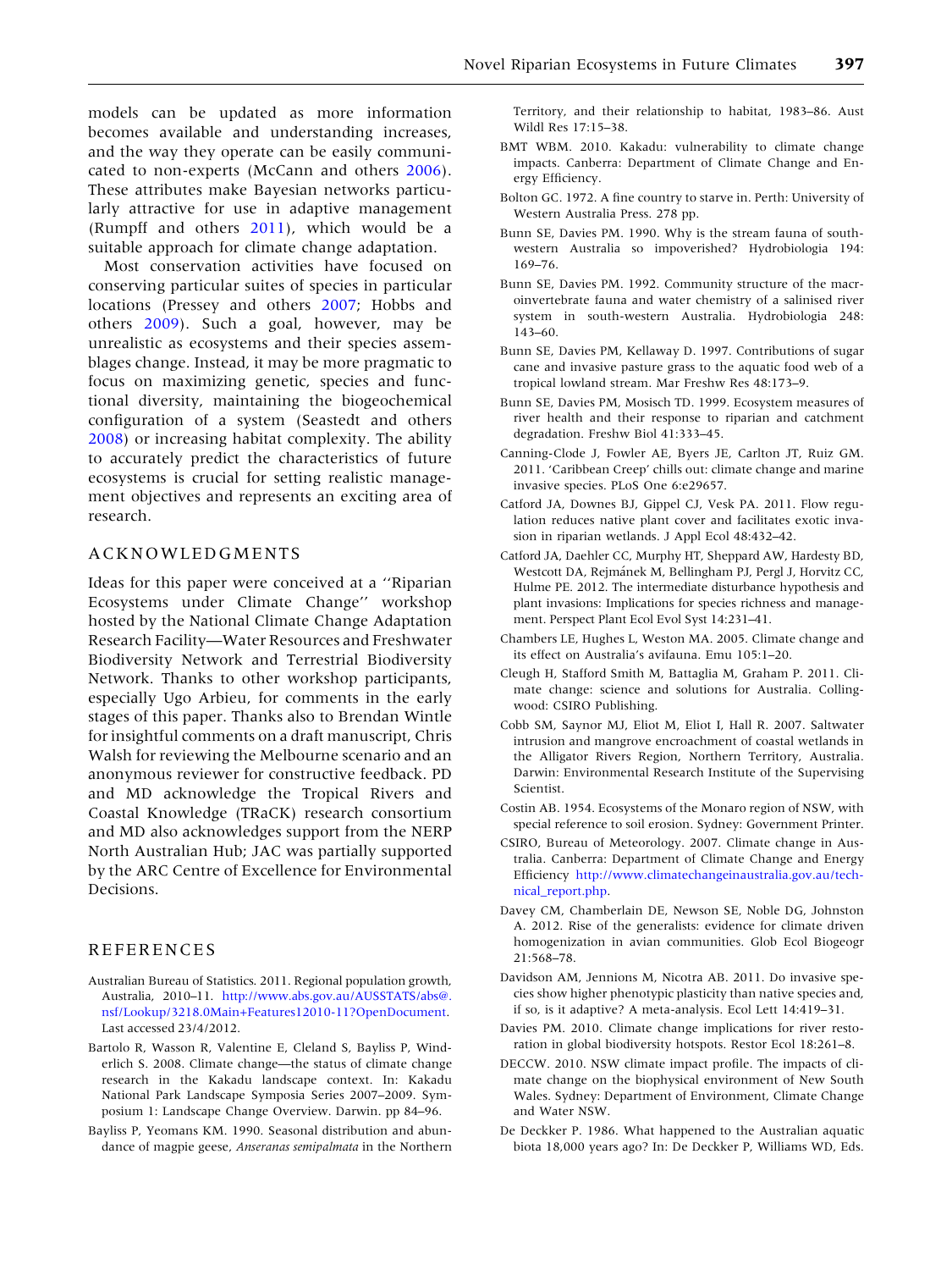models can be updated as more information becomes available and understanding increases, and the way they operate can be easily communicated to non-experts (McCann and others 2006). These attributes make Bayesian networks particularly attractive for use in adaptive management (Rumpff and others 2011), which would be a suitable approach for climate change adaptation.

Most conservation activities have focused on conserving particular suites of species in particular locations (Pressey and others 2007; Hobbs and others 2009). Such a goal, however, may be unrealistic as ecosystems and their species assemblages change. Instead, it may be more pragmatic to focus on maximizing genetic, species and functional diversity, maintaining the biogeochemical configuration of a system (Seastedt and others 2008) or increasing habitat complexity. The ability to accurately predict the characteristics of future ecosystems is crucial for setting realistic management objectives and represents an exciting area of research.

## ACKNOWLEDGMENTS

Ideas for this paper were conceived at a ''Riparian Ecosystems under Climate Change'' workshop hosted by the National Climate Change Adaptation Research Facility—Water Resources and Freshwater Biodiversity Network and Terrestrial Biodiversity Network. Thanks to other workshop participants, especially Ugo Arbieu, for comments in the early stages of this paper. Thanks also to Brendan Wintle for insightful comments on a draft manuscript, Chris Walsh for reviewing the Melbourne scenario and an anonymous reviewer for constructive feedback. PD and MD acknowledge the Tropical Rivers and Coastal Knowledge (TRaCK) research consortium and MD also acknowledges support from the NERP North Australian Hub; JAC was partially supported by the ARC Centre of Excellence for Environmental Decisions.

## REFERENCES

Australian Bureau of Statistics. 2011. Regional population growth, Australia, 2010–11. http://www.abs.gov.au/AUSSTATS/abs@.nsf/Lookup/3218.0Main+Features12010-11?OpenDocument. Last accessed 23/4/2012.

Bartolo R, Wasson R, Valentine E, Cleland S, Bayliss P, Winderlich S. 2008. Climate change—the status of climate change research in the Kakadu landscape context. In: Kakadu National Park Landscape Symposia Series 2007–2009. Symposium 1: Landscape Change Overview. Darwin. pp 84–96.

Bayliss P, Yeomans KM. 1990. Seasonal distribution and abundance of magpie geese, *Anseranas semipalmata* in the Northern Territory, and their relationship to habitat, 1983–86. Aust Wildl Res 17:15–38.

BMT WBM. 2010. Kakadu: vulnerability to climate change impacts. Canberra: Department of Climate Change and Energy Efficiency.

Bolton GC. 1972. A fine country to starve in. Perth: University of Western Australia Press. 278 pp.

Bunn SE, Davies PM. 1990. Why is the stream fauna of southwestern Australia so impoverished? Hydrobiologia 194: 169–76.

Bunn SE, Davies PM. 1992. Community structure of the macroinvertebrate fauna and water chemistry of a salinised river system in south-western Australia. Hydrobiologia 248: 143–60.

Bunn SE, Davies PM, Kellaway D. 1997. Contributions of sugar cane and invasive pasture grass to the aquatic food web of a tropical lowland stream. Mar Freshw Res 48:173–9.

Bunn SE, Davies PM, Mosisch TD. 1999. Ecosystem measures of river health and their response to riparian and catchment degradation. Freshw Biol 41:333–45.

Canning-Clode J, Fowler AE, Byers JE, Carlton JT, Ruiz GM. 2011. 'Caribbean Creep' chills out: climate change and marine invasive species. PLoS One 6:e29657.

Catford JA, Downes BJ, Gippel CJ, Vesk PA. 2011. Flow regulation reduces native plant cover and facilitates exotic invasion in riparian wetlands. J Appl Ecol 48:432–42.

Catford JA, Daehler CC, Murphy HT, Sheppard AW, Hardesty BD, Westcott DA, Rejmánek M, Bellingham PJ, Pergl J, Horvitz CC, Hulme PE. 2012. The intermediate disturbance hypothesis and plant invasions: Implications for species richness and management. Perspect Plant Ecol Evol Syst 14:231–41.

Chambers LE, Hughes L, Weston MA. 2005. Climate change and its effect on Australia's avifauna. Emu 105:1–20.

Cleugh H, Stafford Smith M, Battaglia M, Graham P. 2011. Climate change: science and solutions for Australia. Collingwood: CSIRO Publishing.

Cobb SM, Saynor MJ, Eliot M, Eliot I, Hall R. 2007. Saltwater intrusion and mangrove encroachment of coastal wetlands in the Alligator Rivers Region, Northern Territory, Australia. Darwin: Environmental Research Institute of the Supervising Scientist.

Costin AB. 1954. Ecosystems of the Monaro region of NSW, with special reference to soil erosion. Sydney: Government Printer.

CSIRO, Bureau of Meteorology. 2007. Climate change in Australia. Canberra: Department of Climate Change and Energy Efficiency http://www.climatechangeinaustralia.gov.au/technical_report.php.

Davey CM, Chamberlain DE, Newson SE, Noble DG, Johnston A. 2012. Rise of the generalists: evidence for climate driven homogenization in avian communities. Glob Ecol Biogeogr 21:568–78.

Davidson AM, Jennions M, Nicotra AB. 2011. Do invasive species show higher phenotypic plasticity than native species and, if so, is it adaptive? A meta-analysis. Ecol Lett 14:419–31.

Davies PM. 2010. Climate change implications for river restoration in global biodiversity hotspots. Restor Ecol 18:261–8.

DECCW. 2010. NSW climate impact profile. The impacts of climate change on the biophysical environment of New South Wales. Sydney: Department of Environment, Climate Change and Water NSW.

De Deckker P. 1986. What happened to the Australian aquatic biota 18,000 years ago? In: De Deckker P, Williams WD, Eds.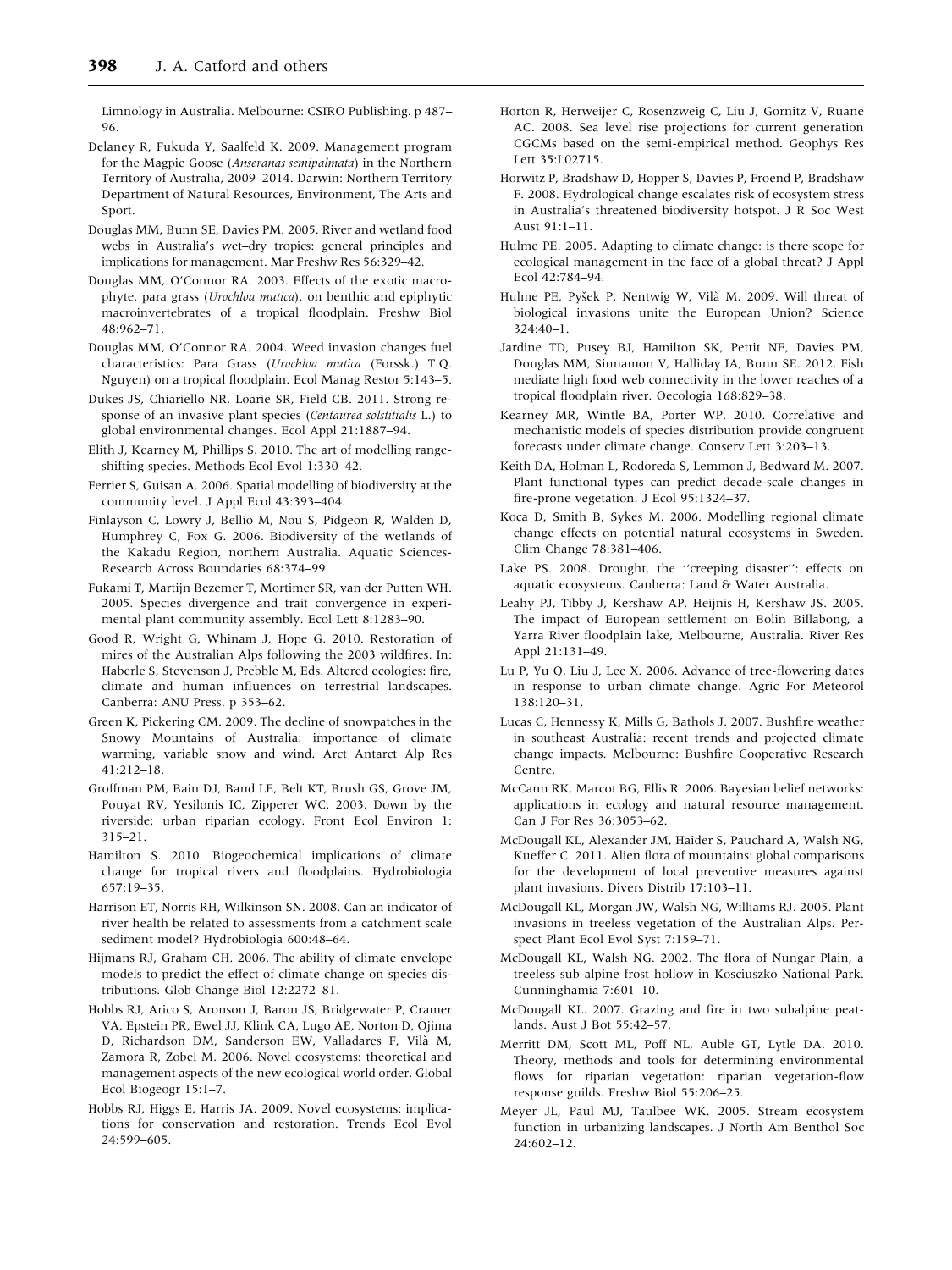Limnology in Australia. Melbourne: CSIRO Publishing. p 487–96.

Delaney R, Fukuda Y, Saalfeld K. 2009. Management program for the Magpie Goose (*Anseranas semipalmata*) in the Northern Territory of Australia, 2009–2014. Darwin: Northern Territory Department of Natural Resources, Environment, The Arts and Sport.

Douglas MM, Bunn SE, Davies PM. 2005. River and wetland food webs in Australia's wet–dry tropics: general principles and implications for management. Mar Freshw Res 56:329–42.

Douglas MM, O'Connor RA. 2003. Effects of the exotic macrophyte, para grass (*Urochloa mutica*), on benthic and epiphytic macroinvertebrates of a tropical floodplain. Freshw Biol 48:962–71.

Douglas MM, O'Connor RA. 2004. Weed invasion changes fuel characteristics: Para Grass (*Urochloa mutica* (Forssk.) T.Q. Nguyen) on a tropical floodplain. Ecol Manag Restor 5:143–5.

Dukes JS, Chiariello NR, Loarie SR, Field CB. 2011. Strong response of an invasive plant species (*Centaurea solstitialis* L.) to global environmental changes. Ecol Appl 21:1887–94.

Elith J, Kearney M, Phillips S. 2010. The art of modelling range-shifting species. Methods Ecol Evol 1:330–42.

Ferrier S, Guisan A. 2006. Spatial modelling of biodiversity at the community level. J Appl Ecol 43:393–404.

Finlayson C, Lowry J, Bellio M, Nou S, Pidgeon R, Walden D, Humphrey C, Fox G. 2006. Biodiversity of the wetlands of the Kakadu Region, northern Australia. Aquatic Sciences-Research Across Boundaries 68:374–99.

Fukami T, Martijn Bezemer T, Mortimer SR, van der Putten WH. 2005. Species divergence and trait convergence in experimental plant community assembly. Ecol Lett 8:1283–90.

Good R, Wright G, Whinam J, Hope G. 2010. Restoration of mires of the Australian Alps following the 2003 wildfires. In: Haberle S, Stevenson J, Prebble M, Eds. Altered ecologies: fire, climate and human influences on terrestrial landscapes. Canberra: ANU Press. p 353–62.

Green K, Pickering CM. 2009. The decline of snowpatches in the Snowy Mountains of Australia: importance of climate warming, variable snow and wind. Arct Antarct Alp Res 41:212–18.

Groffman PM, Bain DJ, Band LE, Belt KT, Brush GS, Grove JM, Pouyat RV, Yesilonis IC, Zipperer WC. 2003. Down by the riverside: urban riparian ecology. Front Ecol Environ 1: 315–21.

Hamilton S. 2010. Biogeochemical implications of climate change for tropical rivers and floodplains. Hydrobiologia 657:19–35.

Harrison ET, Norris RH, Wilkinson SN. 2008. Can an indicator of river health be related to assessments from a catchment scale sediment model? Hydrobiologia 600:48–64.

Hijmans RJ, Graham CH. 2006. The ability of climate envelope models to predict the effect of climate change on species distributions. Glob Change Biol 12:2272–81.

Hobbs RJ, Arico S, Aronson J, Baron JS, Bridgewater P, Cramer VA, Epstein PR, Ewel JJ, Klink CA, Lugo AE, Norton D, Ojima D, Richardson DM, Sanderson EW, Valladares F, Vilà M, Zamora R, Zobel M. 2006. Novel ecosystems: theoretical and management aspects of the new ecological world order. Global Ecol Biogeogr 15:1–7.

Hobbs RJ, Higgs E, Harris JA. 2009. Novel ecosystems: implications for conservation and restoration. Trends Ecol Evol 24:599–605.

Horton R, Herweijer C, Rosenzweig C, Liu J, Gornitz V, Ruane AC. 2008. Sea level rise projections for current generation CGCMs based on the semi-empirical method. Geophys Res Lett 35:L02715.

Horwitz P, Bradshaw D, Hopper S, Davies P, Froend P, Bradshaw F. 2008. Hydrological change escalates risk of ecosystem stress in Australia's threatened biodiversity hotspot. J R Soc West Aust 91:1–11.

Hulme PE. 2005. Adapting to climate change: is there scope for ecological management in the face of a global threat? J Appl Ecol 42:784–94.

Hulme PE, Pyšek P, Nentwig W, Vilà M. 2009. Will threat of biological invasions unite the European Union? Science 324:40–1.

Jardine TD, Pusey BJ, Hamilton SK, Pettit NE, Davies PM, Douglas MM, Sinnamon V, Halliday IA, Bunn SE. 2012. Fish mediate high food web connectivity in the lower reaches of a tropical floodplain river. Oecologia 168:829–38.

Kearney MR, Wintle BA, Porter WP. 2010. Correlative and mechanistic models of species distribution provide congruent forecasts under climate change. Conserv Lett 3:203–13.

Keith DA, Holman L, Rodoreda S, Lemmon J, Bedward M. 2007. Plant functional types can predict decade-scale changes in fire-prone vegetation. J Ecol 95:1324–37.

Koca D, Smith B, Sykes M. 2006. Modelling regional climate change effects on potential natural ecosystems in Sweden. Clim Change 78:381–406.

Lake PS. 2008. Drought, the ''creeping disaster'': effects on aquatic ecosystems. Canberra: Land & Water Australia.

Leahy PJ, Tibby J, Kershaw AP, Heijnis H, Kershaw JS. 2005. The impact of European settlement on Bolin Billabong, a Yarra River floodplain lake, Melbourne, Australia. River Res Appl 21:131–49.

Lu P, Yu Q, Liu J, Lee X. 2006. Advance of tree-flowering dates in response to urban climate change. Agric For Meteorol 138:120–31.

Lucas C, Hennessy K, Mills G, Bathols J. 2007. Bushfire weather in southeast Australia: recent trends and projected climate change impacts. Melbourne: Bushfire Cooperative Research Centre.

McCann RK, Marcot BG, Ellis R. 2006. Bayesian belief networks: applications in ecology and natural resource management. Can J For Res 36:3053–62.

McDougall KL, Alexander JM, Haider S, Pauchard A, Walsh NG, Kueffer C. 2011. Alien flora of mountains: global comparisons for the development of local preventive measures against plant invasions. Divers Distrib 17:103–11.

McDougall KL, Morgan JW, Walsh NG, Williams RJ. 2005. Plant invasions in treeless vegetation of the Australian Alps. Perspect Plant Ecol Evol Syst 7:159–71.

McDougall KL, Walsh NG. 2002. The flora of Nungar Plain, a treeless sub-alpine frost hollow in Kosciuszko National Park. Cunninghamia 7:601–10.

McDougall KL. 2007. Grazing and fire in two subalpine peatlands. Aust J Bot 55:42–57.

Merritt DM, Scott ML, Poff NL, Auble GT, Lytle DA. 2010. Theory, methods and tools for determining environmental flows for riparian vegetation: riparian vegetation-flow response guilds. Freshw Biol 55:206–25.

Meyer JL, Paul MJ, Taulbee WK. 2005. Stream ecosystem function in urbanizing landscapes. J North Am Benthol Soc 24:602–12.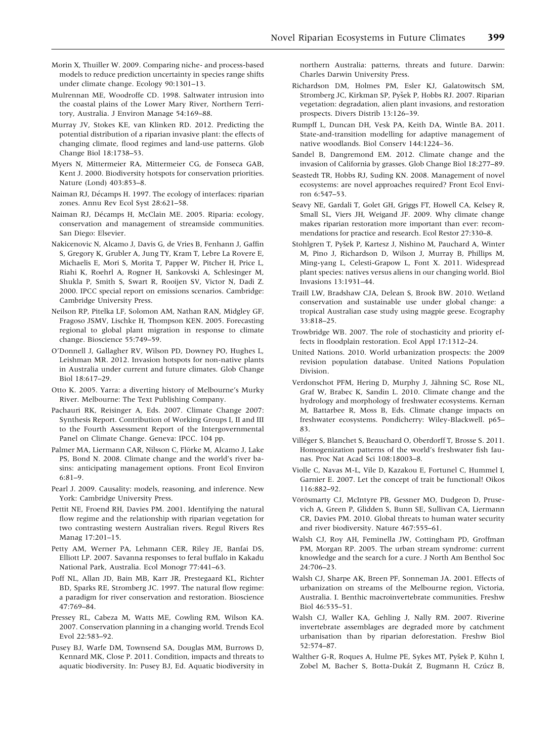Morin X, Thuiller W. 2009. Comparing niche- and process-based models to reduce prediction uncertainty in species range shifts under climate change. Ecology 90:1301–13.

Mulrennan ME, Woodroffe CD. 1998. Saltwater intrusion into the coastal plains of the Lower Mary River, Northern Territory, Australia. J Environ Manage 54:169–88.

Murray JV, Stokes KE, van Klinken RD. 2012. Predicting the potential distribution of a riparian invasive plant: the effects of changing climate, flood regimes and land-use patterns. Glob Change Biol 18:1738–53.

Myers N, Mittermeier RA, Mittermeier CG, de Fonseca GAB, Kent J. 2000. Biodiversity hotspots for conservation priorities. Nature (Lond) 403:853–8.

Naiman RJ, Décamps H. 1997. The ecology of interfaces: riparian zones. Annu Rev Ecol Syst 28:621–58.

Naiman RJ, Décamps H, McClain ME. 2005. Riparia: ecology, conservation and management of streamside communities. San Diego: Elsevier.

Nakicenovic N, Alcamo J, Davis G, de Vries B, Fenhann J, Gaffin S, Gregory K, Grubler A, Jung TY, Kram T, Lebre La Rovere E, Michaelis E, Mori S, Morita T, Papper W, Pitcher H, Price L, Riahi K, Roehrl A, Rogner H, Sankovski A, Schlesinger M, Shukla P, Smith S, Swart R, Rooijen SV, Victor N, Dadi Z. 2000. IPCC special report on emissions scenarios. Cambridge: Cambridge University Press.

Neilson RP, Pitelka LF, Solomon AM, Nathan RAN, Midgley GF, Fragoso JSMV, Lischke H, Thompson KEN. 2005. Forecasting regional to global plant migration in response to climate change. Bioscience 55:749–59.

O'Donnell J, Gallagher RV, Wilson PD, Downey PO, Hughes L, Leishman MR. 2012. Invasion hotspots for non-native plants in Australia under current and future climates. Glob Change Biol 18:617–29.

Otto K. 2005. Yarra: a diverting history of Melbourne's Murky River. Melbourne: The Text Publishing Company.

Pachauri RK, Reisinger A, Eds. 2007. Climate Change 2007: Synthesis Report. Contribution of Working Groups I, II and III to the Fourth Assessment Report of the Intergovernmental Panel on Climate Change. Geneva: IPCC. 104 pp.

Palmer MA, Liermann CAR, Nilsson C, Flörke M, Alcamo J, Lake PS, Bond N. 2008. Climate change and the world's river basins: anticipating management options. Front Ecol Environ 6:81–9.

Pearl J. 2009. Causality: models, reasoning, and inference. New York: Cambridge University Press.

Pettit NE, Froend RH, Davies PM. 2001. Identifying the natural flow regime and the relationship with riparian vegetation for two contrasting western Australian rivers. Regul Rivers Res Manag 17:201–15.

Petty AM, Werner PA, Lehmann CER, Riley JE, Banfai DS, Elliott LP. 2007. Savanna responses to feral buffalo in Kakadu National Park, Australia. Ecol Monogr 77:441–63.

Poff NL, Allan JD, Bain MB, Karr JR, Prestegaard KL, Richter BD, Sparks RE, Stromberg JC. 1997. The natural flow regime: a paradigm for river conservation and restoration. Bioscience 47:769–84.

Pressey RL, Cabeza M, Watts ME, Cowling RM, Wilson KA. 2007. Conservation planning in a changing world. Trends Ecol Evol 22:583–92.

Pusey BJ, Warfe DM, Townsend SA, Douglas MM, Burrows D, Kennard MK, Close P. 2011. Condition, impacts and threats to aquatic biodiversity. In: Pusey BJ, Ed. Aquatic biodiversity in northern Australia: patterns, threats and future. Darwin: Charles Darwin University Press.

Richardson DM, Holmes PM, Esler KJ, Galatowitsch SM, Stromberg JC, Kirkman SP, Pyšek P, Hobbs RJ. 2007. Riparian vegetation: degradation, alien plant invasions, and restoration prospects. Divers Distrib 13:126–39.

Rumpff L, Duncan DH, Vesk PA, Keith DA, Wintle BA. 2011. State-and-transition modelling for adaptive management of native woodlands. Biol Conserv 144:1224–36.

Sandel B, Dangremond EM. 2012. Climate change and the invasion of California by grasses. Glob Change Biol 18:277–89.

Seastedt TR, Hobbs RJ, Suding KN. 2008. Management of novel ecosystems: are novel approaches required? Front Ecol Environ 6:547–53.

Seavy NE, Gardali T, Golet GH, Griggs FT, Howell CA, Kelsey R, Small SL, Viers JH, Weigand JF. 2009. Why climate change makes riparian restoration more important than ever: recommendations for practice and research. Ecol Restor 27:330–8.

Stohlgren T, Pyšek P, Kartesz J, Nishino M, Pauchard A, Winter M, Pino J, Richardson D, Wilson J, Murray B, Phillips M, Ming-yang L, Celesti-Grapow L, Font X. 2011. Widespread plant species: natives versus aliens in our changing world. Biol Invasions 13:1931–44.

Traill LW, Bradshaw CJA, Delean S, Brook BW. 2010. Wetland conservation and sustainable use under global change: a tropical Australian case study using magpie geese. Ecography 33:818–25.

Trowbridge WB. 2007. The role of stochasticity and priority effects in floodplain restoration. Ecol Appl 17:1312–24.

United Nations. 2010. World urbanization prospects: the 2009 revision population database. United Nations Population Division.

Verdonschot PFM, Hering D, Murphy J, Jähning SC, Rose NL, Graf W, Brabec K, Sandin L. 2010. Climate change and the hydrology and morphology of freshwater ecosystems. Kernan M, Battarbee R, Moss B, Eds. Climate change impacts on freshwater ecosystems. Pondicherry: Wiley-Blackwell. p65–83.

Villéger S, Blanchet S, Beauchard O, Oberdorff T, Brosse S. 2011. Homogenization patterns of the world's freshwater fish faunas. Proc Nat Acad Sci 108:18003–8.

Violle C, Navas M-L, Vile D, Kazakou E, Fortunel C, Hummel I, Garnier E. 2007. Let the concept of trait be functional! Oikos 116:882–92.

Vörösmarty CJ, McIntyre PB, Gessner MO, Dudgeon D, Prusevich A, Green P, Glidden S, Bunn SE, Sullivan CA, Liermann CR, Davies PM. 2010. Global threats to human water security and river biodiversity. Nature 467:555–61.

Walsh CJ, Roy AH, Feminella JW, Cottingham PD, Groffman PM, Morgan RP. 2005. The urban stream syndrome: current knowledge and the search for a cure. J North Am Benthol Soc 24:706–23.

Walsh CJ, Sharpe AK, Breen PF, Sonneman JA. 2001. Effects of urbanization on streams of the Melbourne region, Victoria, Australia. I. Benthic macroinvertebrate communities. Freshw Biol 46:535–51.

Walsh CJ, Waller KA, Gehling J, Nally RM. 2007. Riverine invertebrate assemblages are degraded more by catchment urbanisation than by riparian deforestation. Freshw Biol 52:574–87.

Walther G-R, Roques A, Hulme PE, Sykes MT, Pyšek P, Kühn I, Zobel M, Bacher S, Botta-Dukát Z, Bugmann H, Czúcz B,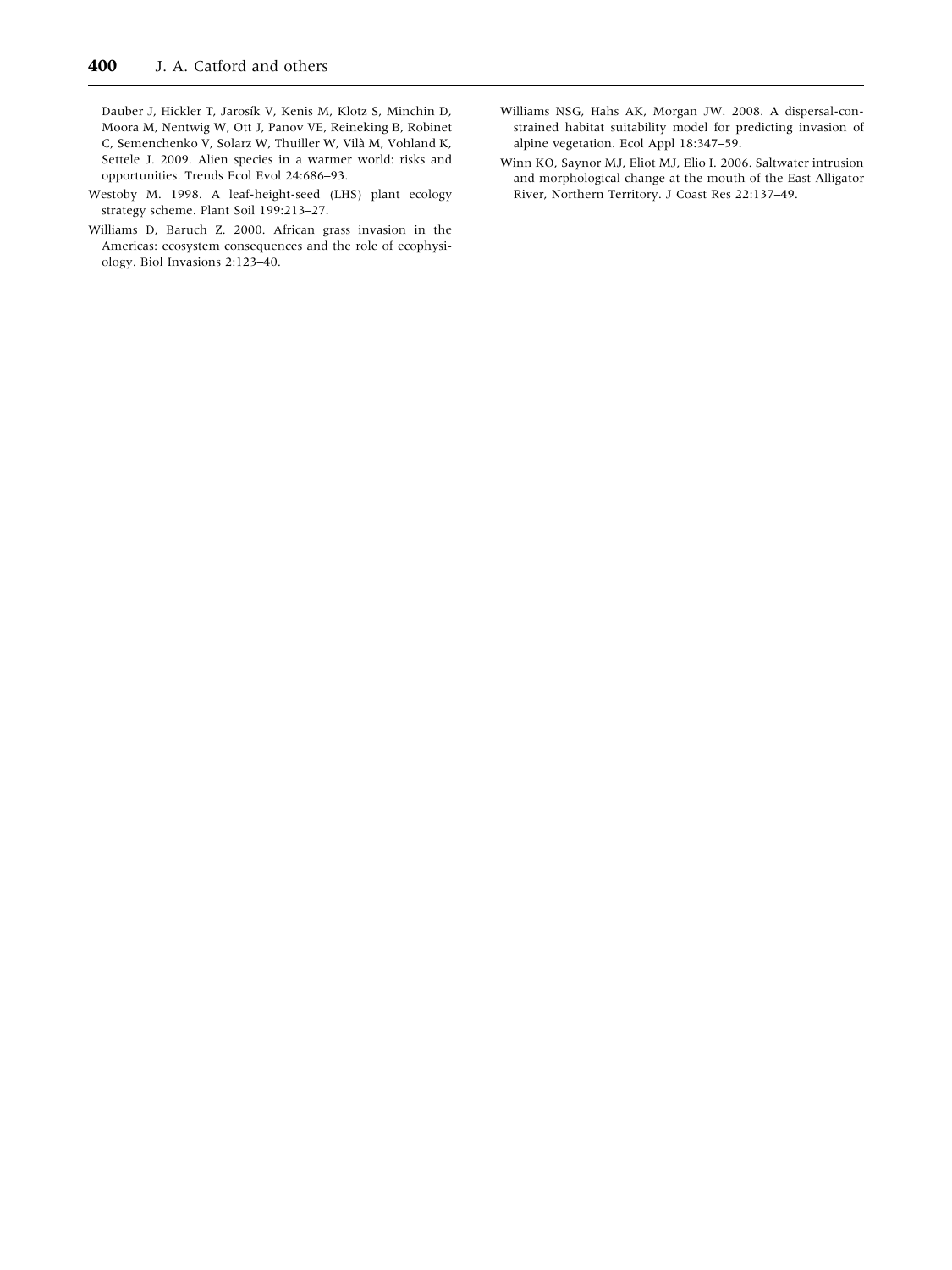Dauber J, Hickler T, Jarosík V, Kenis M, Klotz S, Minchin D, Moora M, Nentwig W, Ott J, Panov VE, Reineking B, Robinet C, Semenchenko V, Solarz W, Thuiller W, Vilà M, Vohland K, Settele J. 2009. Alien species in a warmer world: risks and opportunities. Trends Ecol Evol 24:686–93.

Westoby M. 1998. A leaf-height-seed (LHS) plant ecology strategy scheme. Plant Soil 199:213–27.

Williams D, Baruch Z. 2000. African grass invasion in the Americas: ecosystem consequences and the role of ecophysiology. Biol Invasions 2:123–40.

Williams NSG, Hahs AK, Morgan JW. 2008. A dispersal-constrained habitat suitability model for predicting invasion of alpine vegetation. Ecol Appl 18:347–59.

Winn KO, Saynor MJ, Eliot MJ, Elio I. 2006. Saltwater intrusion and morphological change at the mouth of the East Alligator River, Northern Territory. J Coast Res 22:137–49.